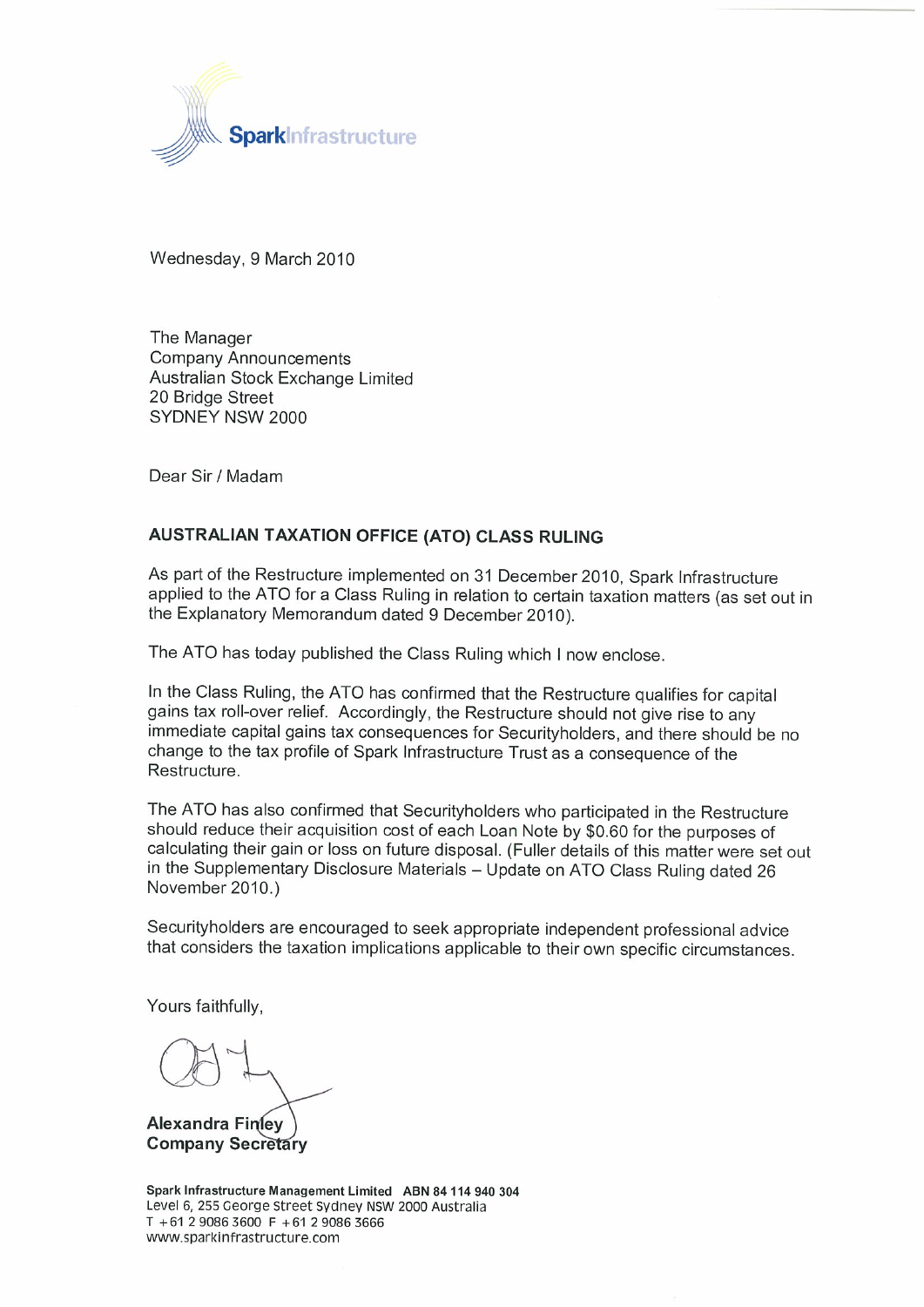Spark Infrastructure

Wednesday, 9 March 2010

The Manager
Company Announcements
Australian Stock Exchange Limited
20 Bridge Street
SYDNEY NSW 2000

Dear Sir / Madam

**AUSTRALIAN TAXATION OFFICE (ATO) CLASS RULING**

As part of the Restructure implemented on 31 December 2010, Spark Infrastructure applied to the ATO for a Class Ruling in relation to certain taxation matters (as set out in the Explanatory Memorandum dated 9 December 2010).

The ATO has today published the Class Ruling which I now enclose.

In the Class Ruling, the ATO has confirmed that the Restructure qualifies for capital gains tax roll-over relief. Accordingly, the Restructure should not give rise to any immediate capital gains tax consequences for Securityholders, and there should be no change to the tax profile of Spark Infrastructure Trust as a consequence of the Restructure.

The ATO has also confirmed that Securityholders who participated in the Restructure should reduce their acquisition cost of each Loan Note by $0.60 for the purposes of calculating their gain or loss on future disposal. (Fuller details of this matter were set out in the Supplementary Disclosure Materials – Update on ATO Class Ruling dated 26 November 2010.)

Securityholders are encouraged to seek appropriate independent professional advice that considers the taxation implications applicable to their own specific circumstances.

Yours faithfully,

**Alexandra Finley**
**Company Secretary**

**Spark Infrastructure Management Limited ABN 84 114 940 304**
Level 6, 255 George Street Sydney NSW 2000 Australia
T +61 2 9086 3600 F +61 2 9086 3666
www.sparkinfrastructure.com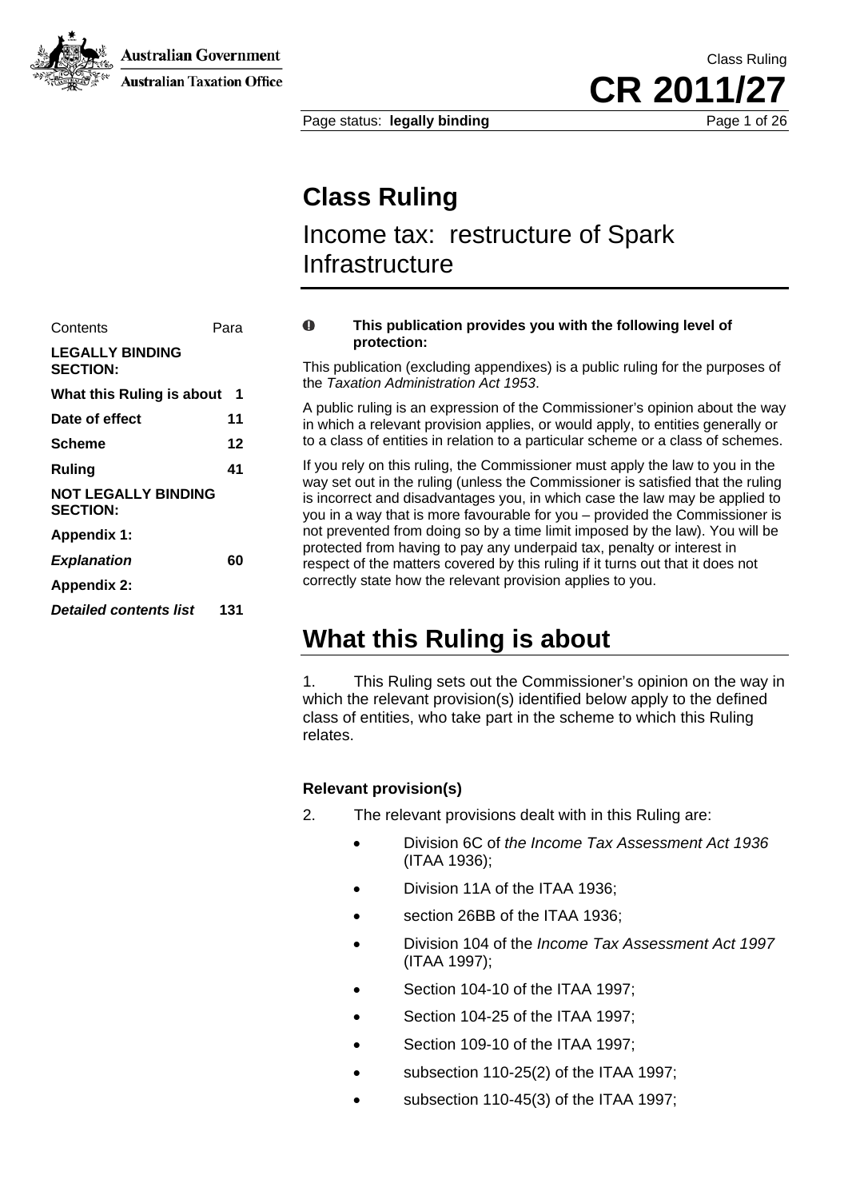# Class Ruling

## Income tax: restructure of Spark Infrastructure

| Contents | Para |
|---|---|
| **LEGALLY BINDING SECTION:** | |
| **What this Ruling is about** | **1** |
| **Date of effect** | **11** |
| **Scheme** | **12** |
| **Ruling** | **41** |
| **NOT LEGALLY BINDING SECTION:** | |
| **Appendix 1:** | |
| ***Explanation*** | **60** |
| **Appendix 2:** | |
| ***Detailed contents list*** | **131** |

**This publication provides you with the following level of protection:**

This publication (excluding appendixes) is a public ruling for the purposes of the *Taxation Administration Act 1953*.

A public ruling is an expression of the Commissioner's opinion about the way in which a relevant provision applies, or would apply, to entities generally or to a class of entities in relation to a particular scheme or a class of schemes.

If you rely on this ruling, the Commissioner must apply the law to you in the way set out in the ruling (unless the Commissioner is satisfied that the ruling is incorrect and disadvantages you, in which case the law may be applied to you in a way that is more favourable for you – provided the Commissioner is not prevented from doing so by a time limit imposed by the law). You will be protected from having to pay any underpaid tax, penalty or interest in respect of the matters covered by this ruling if it turns out that it does not correctly state how the relevant provision applies to you.

# What this Ruling is about

1. This Ruling sets out the Commissioner's opinion on the way in which the relevant provision(s) identified below apply to the defined class of entities, who take part in the scheme to which this Ruling relates.

### Relevant provision(s)

2. The relevant provisions dealt with in this Ruling are:

- Division 6C of *the Income Tax Assessment Act 1936* (ITAA 1936);
- Division 11A of the ITAA 1936;
- section 26BB of the ITAA 1936;
- Division 104 of the *Income Tax Assessment Act 1997* (ITAA 1997);
- Section 104-10 of the ITAA 1997;
- Section 104-25 of the ITAA 1997;
- Section 109-10 of the ITAA 1997;
- subsection 110-25(2) of the ITAA 1997;
- subsection 110-45(3) of the ITAA 1997;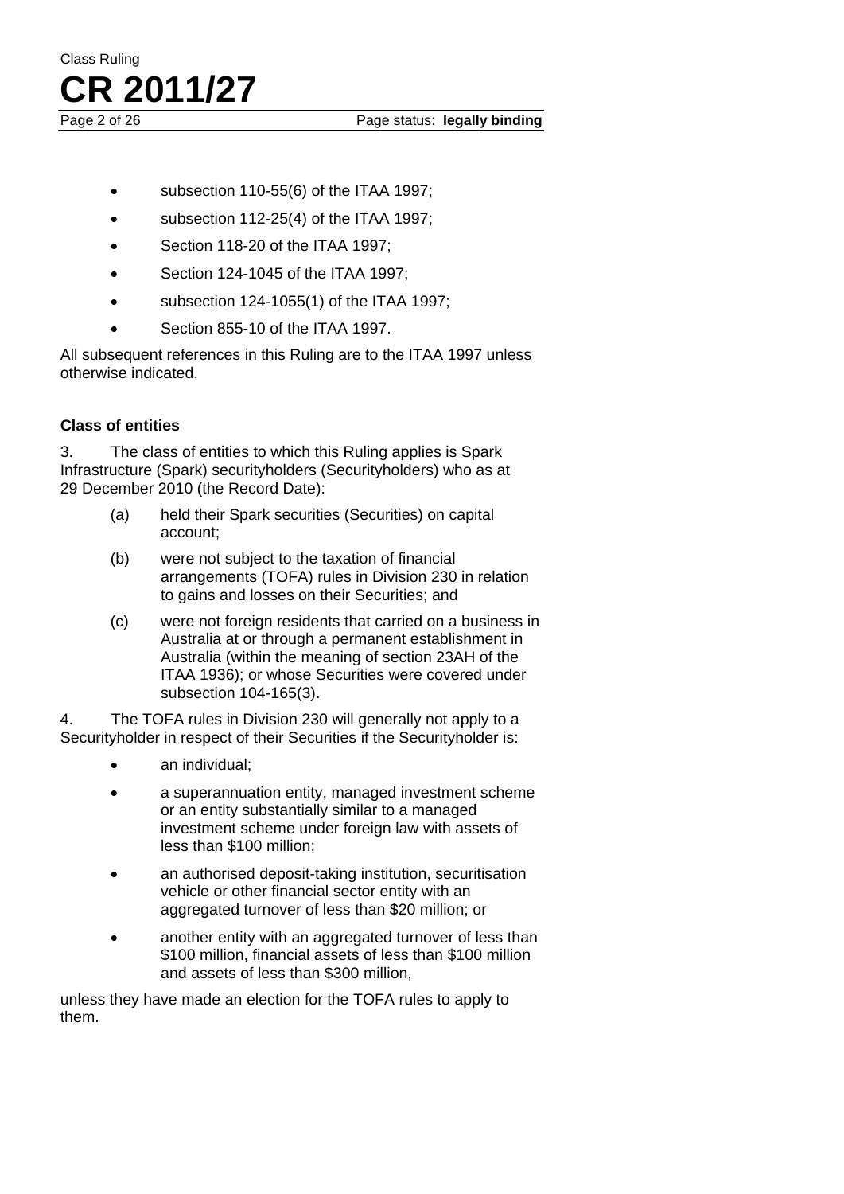- subsection 110-55(6) of the ITAA 1997;
- subsection 112-25(4) of the ITAA 1997;
- Section 118-20 of the ITAA 1997;
- Section 124-1045 of the ITAA 1997;
- subsection 124-1055(1) of the ITAA 1997;
- Section 855-10 of the ITAA 1997.

All subsequent references in this Ruling are to the ITAA 1997 unless otherwise indicated.

**Class of entities**

3. The class of entities to which this Ruling applies is Spark Infrastructure (Spark) securityholders (Securityholders) who as at 29 December 2010 (the Record Date):

(a) held their Spark securities (Securities) on capital account;

(b) were not subject to the taxation of financial arrangements (TOFA) rules in Division 230 in relation to gains and losses on their Securities; and

(c) were not foreign residents that carried on a business in Australia at or through a permanent establishment in Australia (within the meaning of section 23AH of the ITAA 1936); or whose Securities were covered under subsection 104-165(3).

4. The TOFA rules in Division 230 will generally not apply to a Securityholder in respect of their Securities if the Securityholder is:

- an individual;
- a superannuation entity, managed investment scheme or an entity substantially similar to a managed investment scheme under foreign law with assets of less than $100 million;
- an authorised deposit-taking institution, securitisation vehicle or other financial sector entity with an aggregated turnover of less than $20 million; or
- another entity with an aggregated turnover of less than $100 million, financial assets of less than $100 million and assets of less than $300 million,

unless they have made an election for the TOFA rules to apply to them.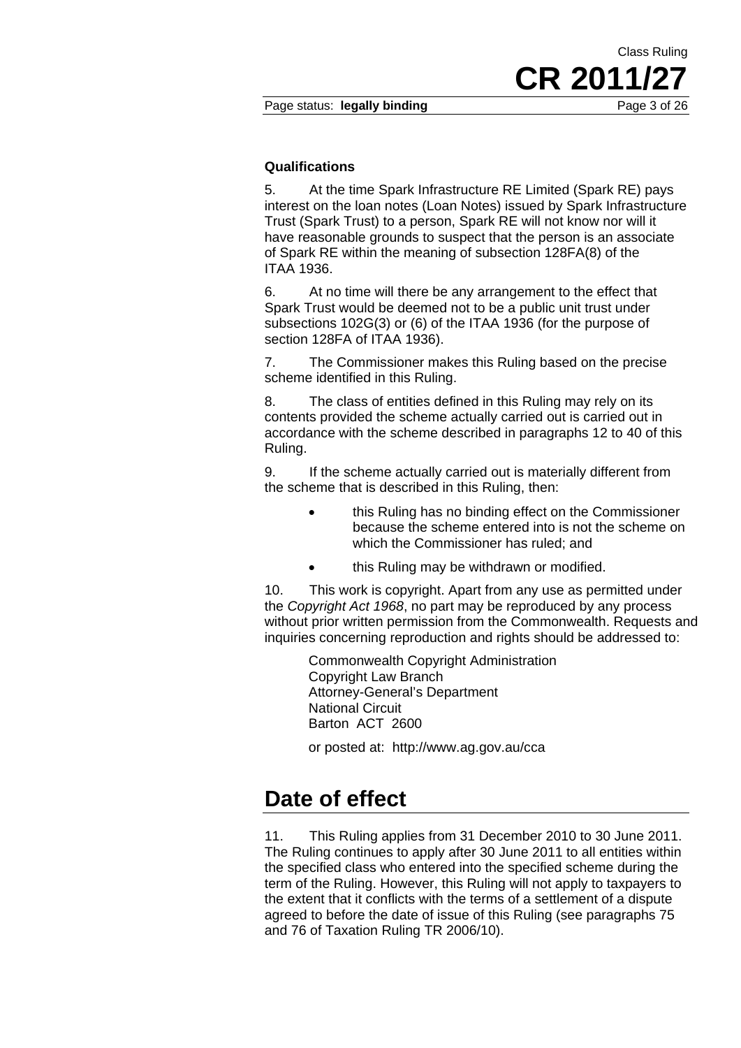### Qualifications

5. At the time Spark Infrastructure RE Limited (Spark RE) pays interest on the loan notes (Loan Notes) issued by Spark Infrastructure Trust (Spark Trust) to a person, Spark RE will not know nor will it have reasonable grounds to suspect that the person is an associate of Spark RE within the meaning of subsection 128FA(8) of the ITAA 1936.

6. At no time will there be any arrangement to the effect that Spark Trust would be deemed not to be a public unit trust under subsections 102G(3) or (6) of the ITAA 1936 (for the purpose of section 128FA of ITAA 1936).

7. The Commissioner makes this Ruling based on the precise scheme identified in this Ruling.

8. The class of entities defined in this Ruling may rely on its contents provided the scheme actually carried out is carried out in accordance with the scheme described in paragraphs 12 to 40 of this Ruling.

9. If the scheme actually carried out is materially different from the scheme that is described in this Ruling, then:

- this Ruling has no binding effect on the Commissioner because the scheme entered into is not the scheme on which the Commissioner has ruled; and
- this Ruling may be withdrawn or modified.

10. This work is copyright. Apart from any use as permitted under the *Copyright Act 1968*, no part may be reproduced by any process without prior written permission from the Commonwealth. Requests and inquiries concerning reproduction and rights should be addressed to:

Commonwealth Copyright Administration
Copyright Law Branch
Attorney-General's Department
National Circuit
Barton ACT 2600

or posted at: http://www.ag.gov.au/cca

## Date of effect

11. This Ruling applies from 31 December 2010 to 30 June 2011. The Ruling continues to apply after 30 June 2011 to all entities within the specified class who entered into the specified scheme during the term of the Ruling. However, this Ruling will not apply to taxpayers to the extent that it conflicts with the terms of a settlement of a dispute agreed to before the date of issue of this Ruling (see paragraphs 75 and 76 of Taxation Ruling TR 2006/10).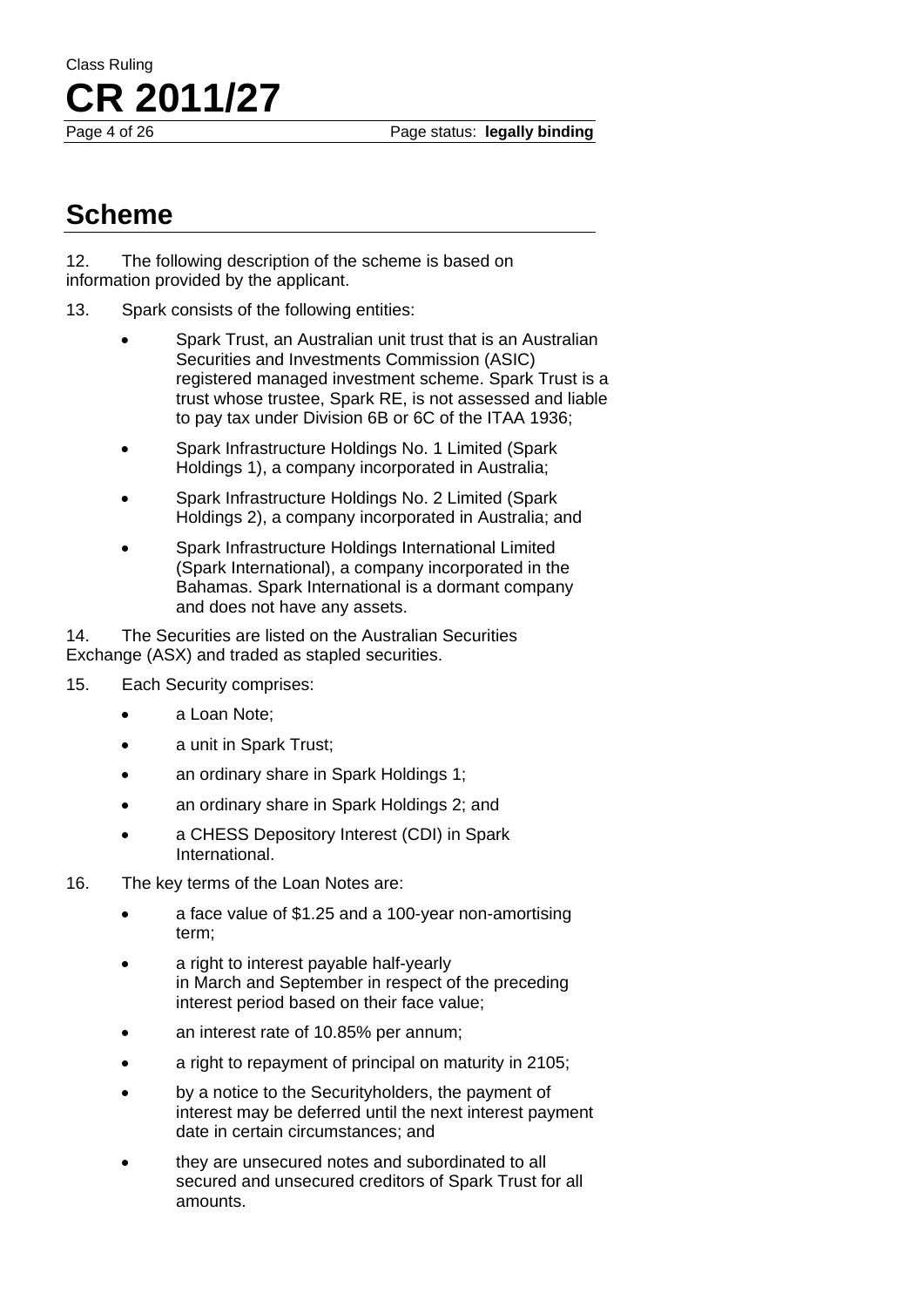## Scheme

12. The following description of the scheme is based on information provided by the applicant.

13. Spark consists of the following entities:

- Spark Trust, an Australian unit trust that is an Australian Securities and Investments Commission (ASIC) registered managed investment scheme. Spark Trust is a trust whose trustee, Spark RE, is not assessed and liable to pay tax under Division 6B or 6C of the ITAA 1936;
- Spark Infrastructure Holdings No. 1 Limited (Spark Holdings 1), a company incorporated in Australia;
- Spark Infrastructure Holdings No. 2 Limited (Spark Holdings 2), a company incorporated in Australia; and
- Spark Infrastructure Holdings International Limited (Spark International), a company incorporated in the Bahamas. Spark International is a dormant company and does not have any assets.

14. The Securities are listed on the Australian Securities Exchange (ASX) and traded as stapled securities.

15. Each Security comprises:

- a Loan Note;
- a unit in Spark Trust;
- an ordinary share in Spark Holdings 1;
- an ordinary share in Spark Holdings 2; and
- a CHESS Depository Interest (CDI) in Spark International.

16. The key terms of the Loan Notes are:

- a face value of $1.25 and a 100-year non-amortising term;
- a right to interest payable half-yearly in March and September in respect of the preceding interest period based on their face value;
- an interest rate of 10.85% per annum;
- a right to repayment of principal on maturity in 2105;
- by a notice to the Securityholders, the payment of interest may be deferred until the next interest payment date in certain circumstances; and
- they are unsecured notes and subordinated to all secured and unsecured creditors of Spark Trust for all amounts.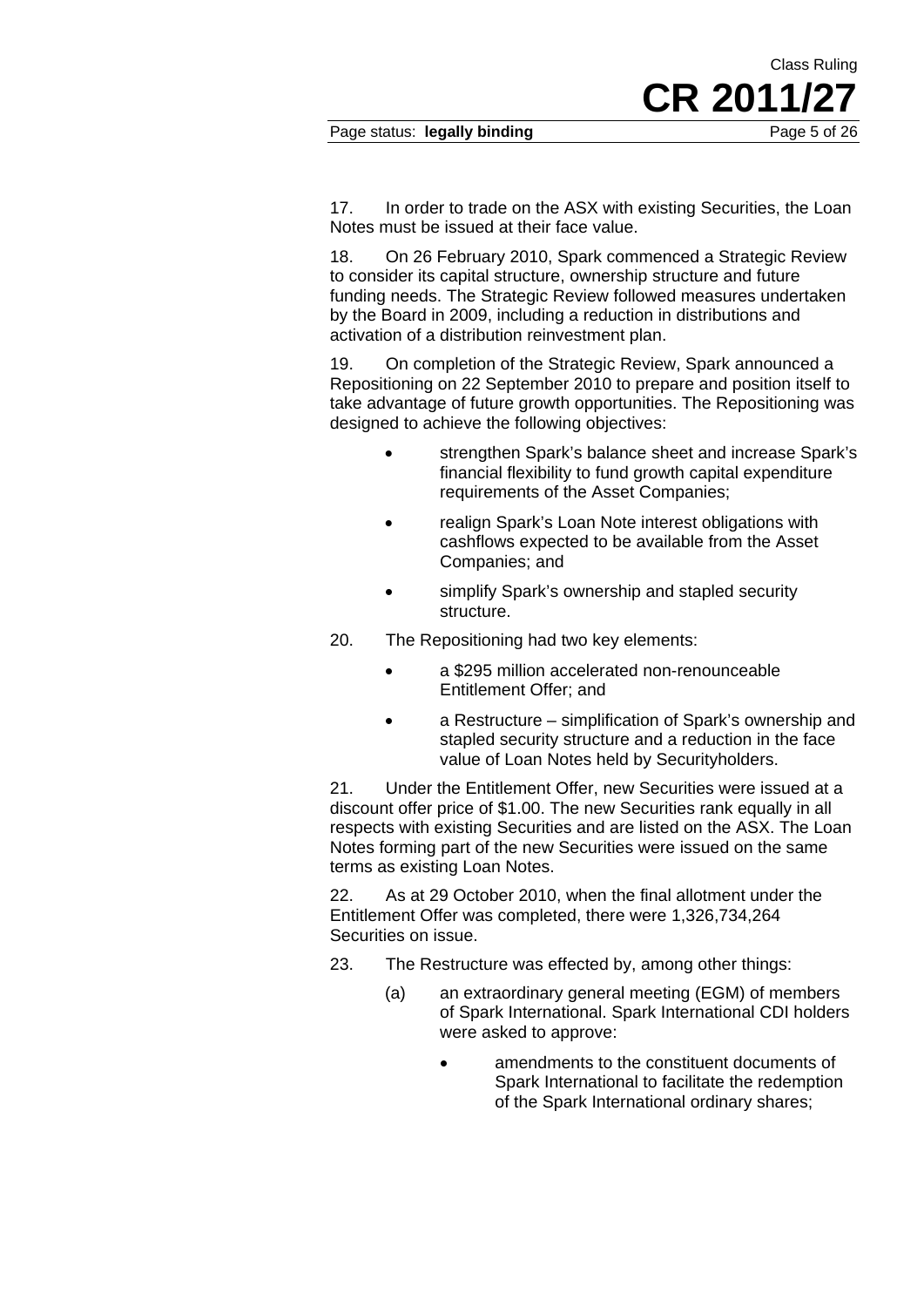17. In order to trade on the ASX with existing Securities, the Loan Notes must be issued at their face value.

18. On 26 February 2010, Spark commenced a Strategic Review to consider its capital structure, ownership structure and future funding needs. The Strategic Review followed measures undertaken by the Board in 2009, including a reduction in distributions and activation of a distribution reinvestment plan.

19. On completion of the Strategic Review, Spark announced a Repositioning on 22 September 2010 to prepare and position itself to take advantage of future growth opportunities. The Repositioning was designed to achieve the following objectives:

- strengthen Spark's balance sheet and increase Spark's financial flexibility to fund growth capital expenditure requirements of the Asset Companies;
- realign Spark's Loan Note interest obligations with cashflows expected to be available from the Asset Companies; and
- simplify Spark's ownership and stapled security structure.

20. The Repositioning had two key elements:

- a $295 million accelerated non-renounceable Entitlement Offer; and
- a Restructure – simplification of Spark's ownership and stapled security structure and a reduction in the face value of Loan Notes held by Securityholders.

21. Under the Entitlement Offer, new Securities were issued at a discount offer price of $1.00. The new Securities rank equally in all respects with existing Securities and are listed on the ASX. The Loan Notes forming part of the new Securities were issued on the same terms as existing Loan Notes.

22. As at 29 October 2010, when the final allotment under the Entitlement Offer was completed, there were 1,326,734,264 Securities on issue.

23. The Restructure was effected by, among other things:

(a) an extraordinary general meeting (EGM) of members of Spark International. Spark International CDI holders were asked to approve:

- amendments to the constituent documents of Spark International to facilitate the redemption of the Spark International ordinary shares;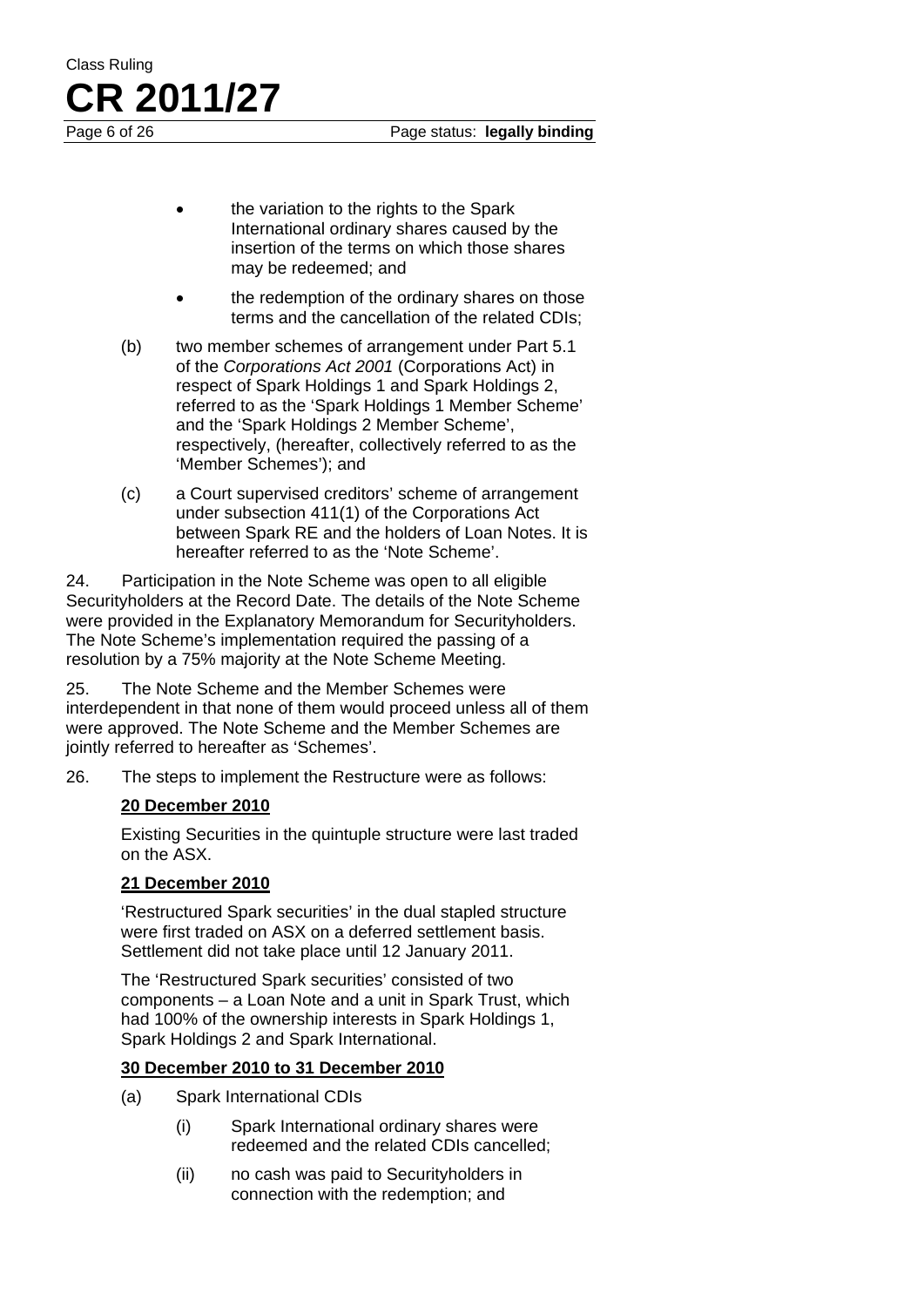- the variation to the rights to the Spark International ordinary shares caused by the insertion of the terms on which those shares may be redeemed; and
- the redemption of the ordinary shares on those terms and the cancellation of the related CDIs;

(b) two member schemes of arrangement under Part 5.1 of the *Corporations Act 2001* (Corporations Act) in respect of Spark Holdings 1 and Spark Holdings 2, referred to as the 'Spark Holdings 1 Member Scheme' and the 'Spark Holdings 2 Member Scheme', respectively, (hereafter, collectively referred to as the 'Member Schemes'); and

(c) a Court supervised creditors' scheme of arrangement under subsection 411(1) of the Corporations Act between Spark RE and the holders of Loan Notes. It is hereafter referred to as the 'Note Scheme'.

24. Participation in the Note Scheme was open to all eligible Securityholders at the Record Date. The details of the Note Scheme were provided in the Explanatory Memorandum for Securityholders. The Note Scheme's implementation required the passing of a resolution by a 75% majority at the Note Scheme Meeting.

25. The Note Scheme and the Member Schemes were interdependent in that none of them would proceed unless all of them were approved. The Note Scheme and the Member Schemes are jointly referred to hereafter as 'Schemes'.

26. The steps to implement the Restructure were as follows:

**20 December 2010**

Existing Securities in the quintuple structure were last traded on the ASX.

**21 December 2010**

'Restructured Spark securities' in the dual stapled structure were first traded on ASX on a deferred settlement basis. Settlement did not take place until 12 January 2011.

The 'Restructured Spark securities' consisted of two components – a Loan Note and a unit in Spark Trust, which had 100% of the ownership interests in Spark Holdings 1, Spark Holdings 2 and Spark International.

**30 December 2010 to 31 December 2010**

(a) Spark International CDIs

(i) Spark International ordinary shares were redeemed and the related CDIs cancelled;

(ii) no cash was paid to Securityholders in connection with the redemption; and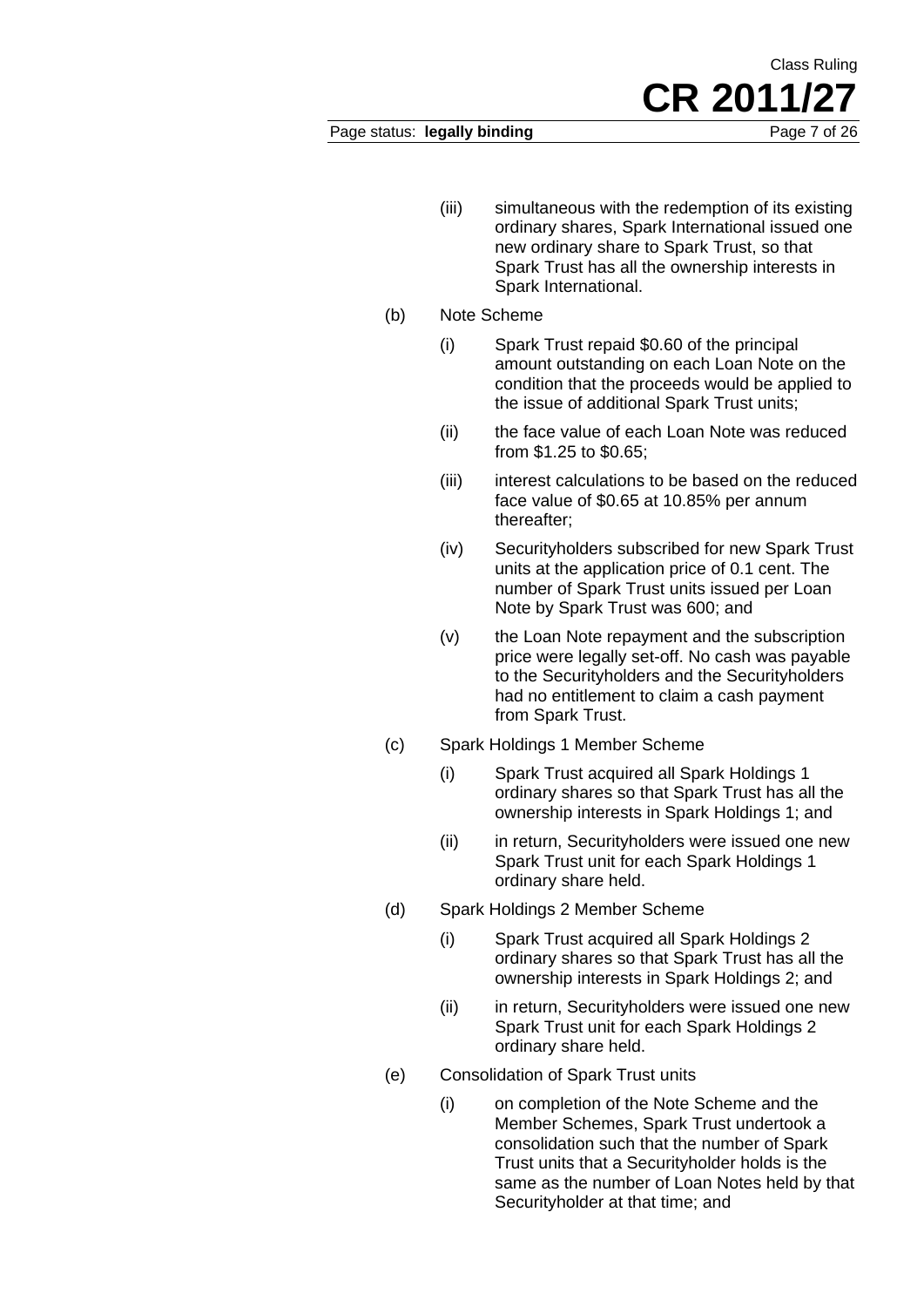(iii) simultaneous with the redemption of its existing ordinary shares, Spark International issued one new ordinary share to Spark Trust, so that Spark Trust has all the ownership interests in Spark International.

(b) Note Scheme

(i) Spark Trust repaid $0.60 of the principal amount outstanding on each Loan Note on the condition that the proceeds would be applied to the issue of additional Spark Trust units;

(ii) the face value of each Loan Note was reduced from $1.25 to $0.65;

(iii) interest calculations to be based on the reduced face value of $0.65 at 10.85% per annum thereafter;

(iv) Securityholders subscribed for new Spark Trust units at the application price of 0.1 cent. The number of Spark Trust units issued per Loan Note by Spark Trust was 600; and

(v) the Loan Note repayment and the subscription price were legally set-off. No cash was payable to the Securityholders and the Securityholders had no entitlement to claim a cash payment from Spark Trust.

(c) Spark Holdings 1 Member Scheme

(i) Spark Trust acquired all Spark Holdings 1 ordinary shares so that Spark Trust has all the ownership interests in Spark Holdings 1; and

(ii) in return, Securityholders were issued one new Spark Trust unit for each Spark Holdings 1 ordinary share held.

(d) Spark Holdings 2 Member Scheme

(i) Spark Trust acquired all Spark Holdings 2 ordinary shares so that Spark Trust has all the ownership interests in Spark Holdings 2; and

(ii) in return, Securityholders were issued one new Spark Trust unit for each Spark Holdings 2 ordinary share held.

(e) Consolidation of Spark Trust units

(i) on completion of the Note Scheme and the Member Schemes, Spark Trust undertook a consolidation such that the number of Spark Trust units that a Securityholder holds is the same as the number of Loan Notes held by that Securityholder at that time; and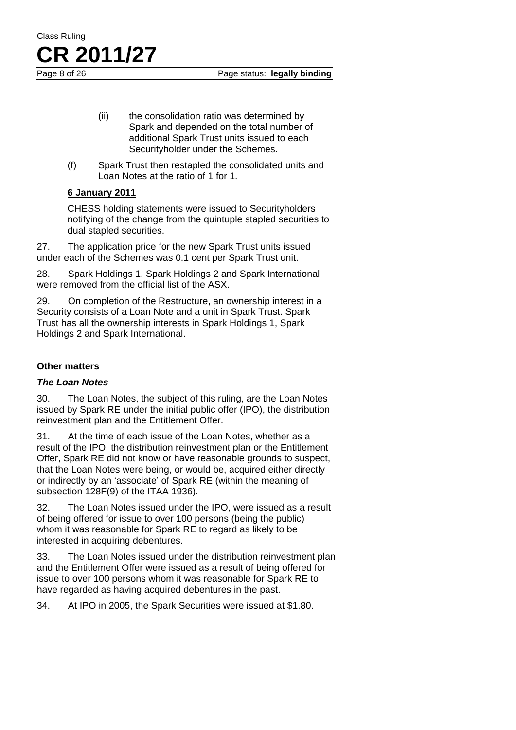(ii) the consolidation ratio was determined by Spark and depended on the total number of additional Spark Trust units issued to each Securityholder under the Schemes.

(f) Spark Trust then restapled the consolidated units and Loan Notes at the ratio of 1 for 1.

**6 January 2011**

CHESS holding statements were issued to Securityholders notifying of the change from the quintuple stapled securities to dual stapled securities.

27. The application price for the new Spark Trust units issued under each of the Schemes was 0.1 cent per Spark Trust unit.

28. Spark Holdings 1, Spark Holdings 2 and Spark International were removed from the official list of the ASX.

29. On completion of the Restructure, an ownership interest in a Security consists of a Loan Note and a unit in Spark Trust. Spark Trust has all the ownership interests in Spark Holdings 1, Spark Holdings 2 and Spark International.

### Other matters

#### *The Loan Notes*

30. The Loan Notes, the subject of this ruling, are the Loan Notes issued by Spark RE under the initial public offer (IPO), the distribution reinvestment plan and the Entitlement Offer.

31. At the time of each issue of the Loan Notes, whether as a result of the IPO, the distribution reinvestment plan or the Entitlement Offer, Spark RE did not know or have reasonable grounds to suspect, that the Loan Notes were being, or would be, acquired either directly or indirectly by an 'associate' of Spark RE (within the meaning of subsection 128F(9) of the ITAA 1936).

32. The Loan Notes issued under the IPO, were issued as a result of being offered for issue to over 100 persons (being the public) whom it was reasonable for Spark RE to regard as likely to be interested in acquiring debentures.

33. The Loan Notes issued under the distribution reinvestment plan and the Entitlement Offer were issued as a result of being offered for issue to over 100 persons whom it was reasonable for Spark RE to have regarded as having acquired debentures in the past.

34. At IPO in 2005, the Spark Securities were issued at $1.80.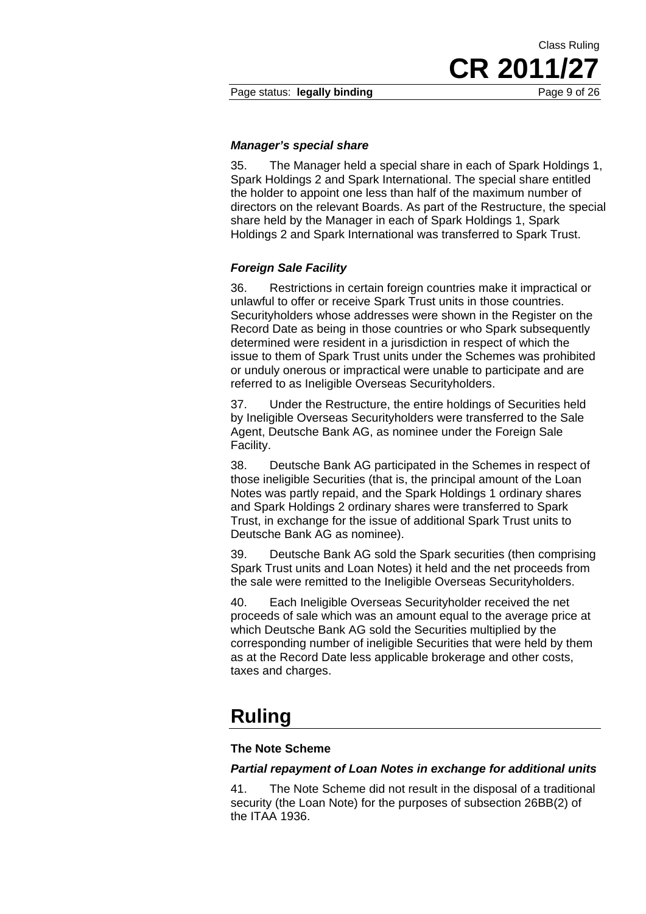### *Manager's special share*

35. The Manager held a special share in each of Spark Holdings 1, Spark Holdings 2 and Spark International. The special share entitled the holder to appoint one less than half of the maximum number of directors on the relevant Boards. As part of the Restructure, the special share held by the Manager in each of Spark Holdings 1, Spark Holdings 2 and Spark International was transferred to Spark Trust.

### *Foreign Sale Facility*

36. Restrictions in certain foreign countries make it impractical or unlawful to offer or receive Spark Trust units in those countries. Securityholders whose addresses were shown in the Register on the Record Date as being in those countries or who Spark subsequently determined were resident in a jurisdiction in respect of which the issue to them of Spark Trust units under the Schemes was prohibited or unduly onerous or impractical were unable to participate and are referred to as Ineligible Overseas Securityholders.

37. Under the Restructure, the entire holdings of Securities held by Ineligible Overseas Securityholders were transferred to the Sale Agent, Deutsche Bank AG, as nominee under the Foreign Sale Facility.

38. Deutsche Bank AG participated in the Schemes in respect of those ineligible Securities (that is, the principal amount of the Loan Notes was partly repaid, and the Spark Holdings 1 ordinary shares and Spark Holdings 2 ordinary shares were transferred to Spark Trust, in exchange for the issue of additional Spark Trust units to Deutsche Bank AG as nominee).

39. Deutsche Bank AG sold the Spark securities (then comprising Spark Trust units and Loan Notes) it held and the net proceeds from the sale were remitted to the Ineligible Overseas Securityholders.

40. Each Ineligible Overseas Securityholder received the net proceeds of sale which was an amount equal to the average price at which Deutsche Bank AG sold the Securities multiplied by the corresponding number of ineligible Securities that were held by them as at the Record Date less applicable brokerage and other costs, taxes and charges.

# Ruling

### The Note Scheme

### *Partial repayment of Loan Notes in exchange for additional units*

41. The Note Scheme did not result in the disposal of a traditional security (the Loan Note) for the purposes of subsection 26BB(2) of the ITAA 1936.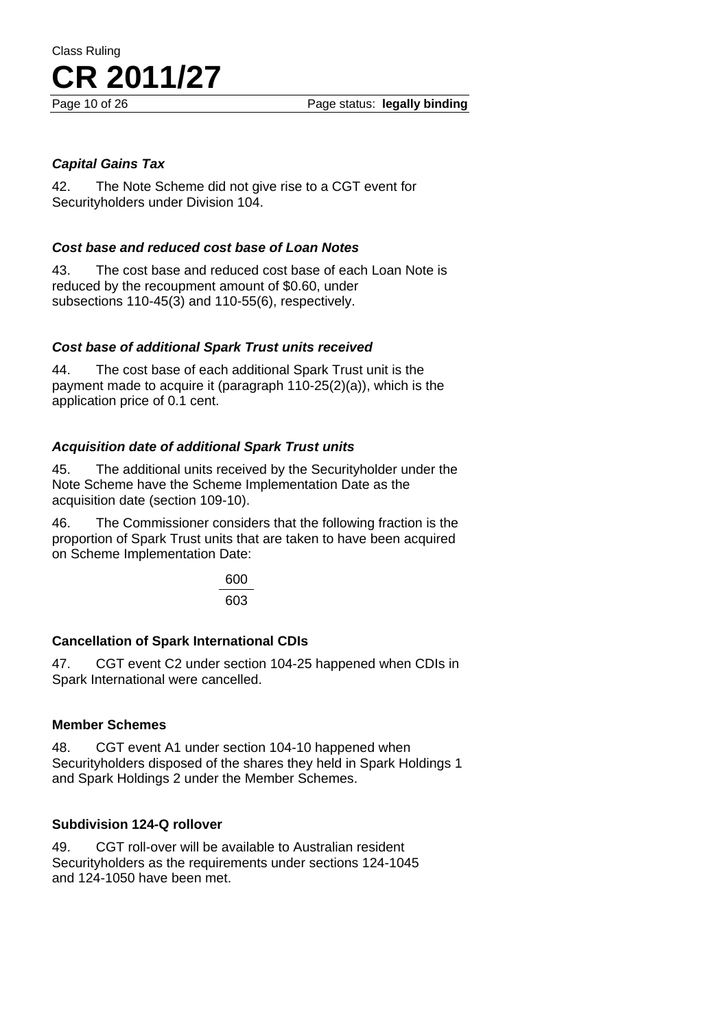### *Capital Gains Tax*

42. The Note Scheme did not give rise to a CGT event for Securityholders under Division 104.

### *Cost base and reduced cost base of Loan Notes*

43. The cost base and reduced cost base of each Loan Note is reduced by the recoupment amount of $0.60, under subsections 110-45(3) and 110-55(6), respectively.

### *Cost base of additional Spark Trust units received*

44. The cost base of each additional Spark Trust unit is the payment made to acquire it (paragraph 110-25(2)(a)), which is the application price of 0.1 cent.

### *Acquisition date of additional Spark Trust units*

45. The additional units received by the Securityholder under the Note Scheme have the Scheme Implementation Date as the acquisition date (section 109-10).

46. The Commissioner considers that the following fraction is the proportion of Spark Trust units that are taken to have been acquired on Scheme Implementation Date:

$$\frac{600}{603}$$

## Cancellation of Spark International CDIs

47. CGT event C2 under section 104-25 happened when CDIs in Spark International were cancelled.

## Member Schemes

48. CGT event A1 under section 104-10 happened when Securityholders disposed of the shares they held in Spark Holdings 1 and Spark Holdings 2 under the Member Schemes.

## Subdivision 124-Q rollover

49. CGT roll-over will be available to Australian resident Securityholders as the requirements under sections 124-1045 and 124-1050 have been met.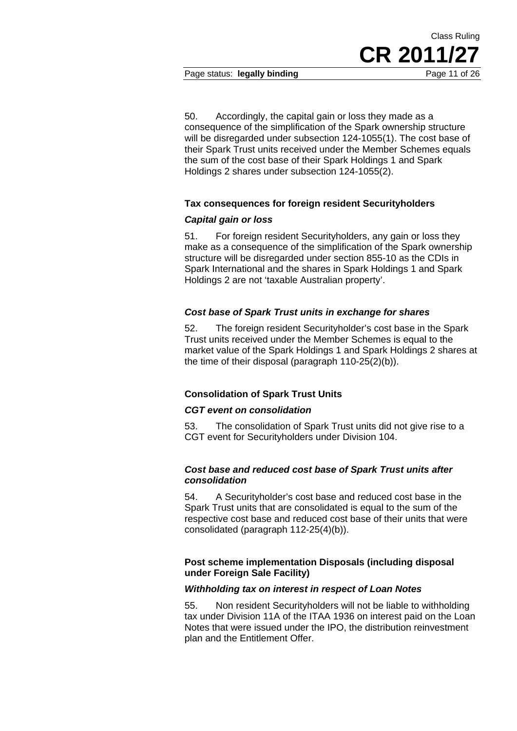50. Accordingly, the capital gain or loss they made as a consequence of the simplification of the Spark ownership structure will be disregarded under subsection 124-1055(1). The cost base of their Spark Trust units received under the Member Schemes equals the sum of the cost base of their Spark Holdings 1 and Spark Holdings 2 shares under subsection 124-1055(2).

### Tax consequences for foreign resident Securityholders

#### *Capital gain or loss*

51. For foreign resident Securityholders, any gain or loss they make as a consequence of the simplification of the Spark ownership structure will be disregarded under section 855-10 as the CDIs in Spark International and the shares in Spark Holdings 1 and Spark Holdings 2 are not 'taxable Australian property'.

#### *Cost base of Spark Trust units in exchange for shares*

52. The foreign resident Securityholder's cost base in the Spark Trust units received under the Member Schemes is equal to the market value of the Spark Holdings 1 and Spark Holdings 2 shares at the time of their disposal (paragraph 110-25(2)(b)).

### Consolidation of Spark Trust Units

#### *CGT event on consolidation*

53. The consolidation of Spark Trust units did not give rise to a CGT event for Securityholders under Division 104.

#### *Cost base and reduced cost base of Spark Trust units after consolidation*

54. A Securityholder's cost base and reduced cost base in the Spark Trust units that are consolidated is equal to the sum of the respective cost base and reduced cost base of their units that were consolidated (paragraph 112-25(4)(b)).

### Post scheme implementation Disposals (including disposal under Foreign Sale Facility)

#### *Withholding tax on interest in respect of Loan Notes*

55. Non resident Securityholders will not be liable to withholding tax under Division 11A of the ITAA 1936 on interest paid on the Loan Notes that were issued under the IPO, the distribution reinvestment plan and the Entitlement Offer.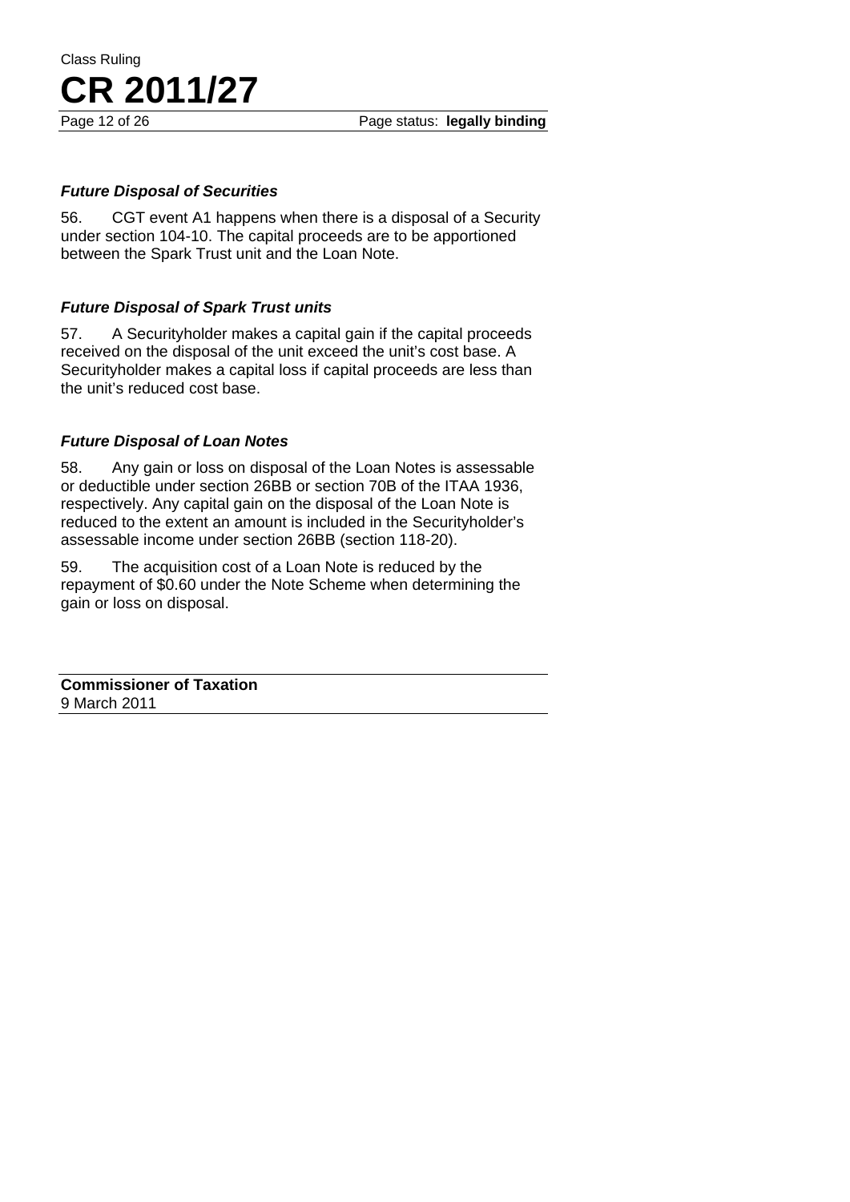### *Future Disposal of Securities*

56. CGT event A1 happens when there is a disposal of a Security under section 104-10. The capital proceeds are to be apportioned between the Spark Trust unit and the Loan Note.

### *Future Disposal of Spark Trust units*

57. A Securityholder makes a capital gain if the capital proceeds received on the disposal of the unit exceed the unit's cost base. A Securityholder makes a capital loss if capital proceeds are less than the unit's reduced cost base.

### *Future Disposal of Loan Notes*

58. Any gain or loss on disposal of the Loan Notes is assessable or deductible under section 26BB or section 70B of the ITAA 1936, respectively. Any capital gain on the disposal of the Loan Note is reduced to the extent an amount is included in the Securityholder's assessable income under section 26BB (section 118-20).

59. The acquisition cost of a Loan Note is reduced by the repayment of $0.60 under the Note Scheme when determining the gain or loss on disposal.

**Commissioner of Taxation**
9 March 2011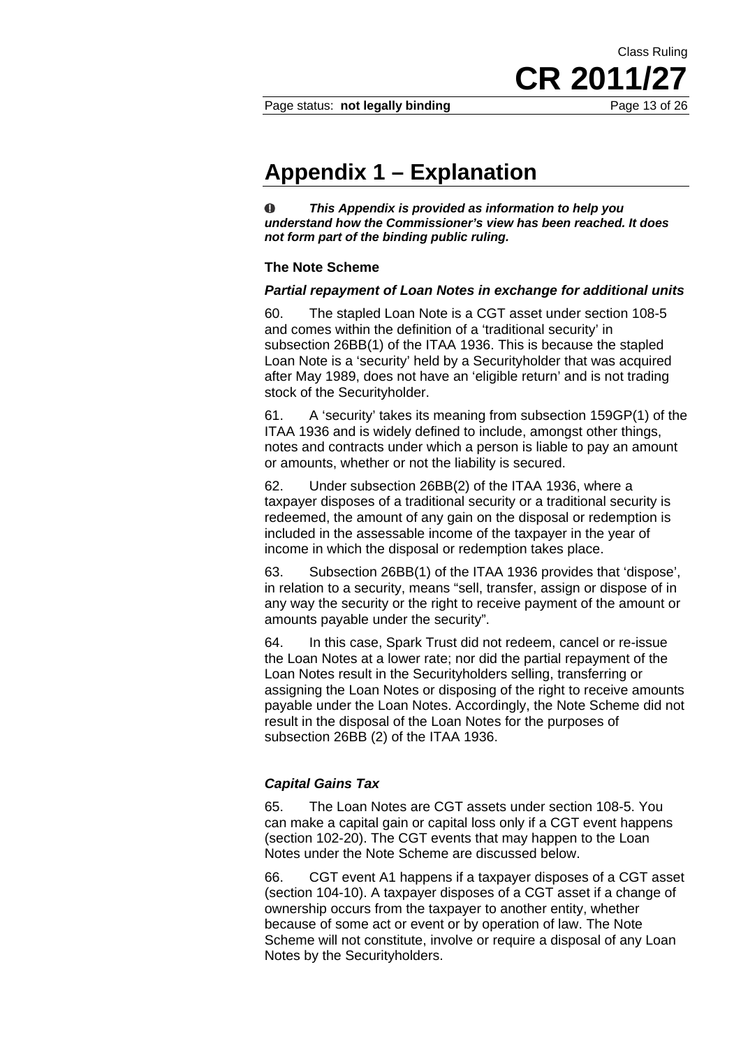# Appendix 1 – Explanation

❶ ***This Appendix is provided as information to help you understand how the Commissioner's view has been reached. It does not form part of the binding public ruling.***

### The Note Scheme

#### *Partial repayment of Loan Notes in exchange for additional units*

60. The stapled Loan Note is a CGT asset under section 108-5 and comes within the definition of a 'traditional security' in subsection 26BB(1) of the ITAA 1936. This is because the stapled Loan Note is a 'security' held by a Securityholder that was acquired after May 1989, does not have an 'eligible return' and is not trading stock of the Securityholder.

61. A 'security' takes its meaning from subsection 159GP(1) of the ITAA 1936 and is widely defined to include, amongst other things, notes and contracts under which a person is liable to pay an amount or amounts, whether or not the liability is secured.

62. Under subsection 26BB(2) of the ITAA 1936, where a taxpayer disposes of a traditional security or a traditional security is redeemed, the amount of any gain on the disposal or redemption is included in the assessable income of the taxpayer in the year of income in which the disposal or redemption takes place.

63. Subsection 26BB(1) of the ITAA 1936 provides that 'dispose', in relation to a security, means "sell, transfer, assign or dispose of in any way the security or the right to receive payment of the amount or amounts payable under the security".

64. In this case, Spark Trust did not redeem, cancel or re-issue the Loan Notes at a lower rate; nor did the partial repayment of the Loan Notes result in the Securityholders selling, transferring or assigning the Loan Notes or disposing of the right to receive amounts payable under the Loan Notes. Accordingly, the Note Scheme did not result in the disposal of the Loan Notes for the purposes of subsection 26BB (2) of the ITAA 1936.

#### *Capital Gains Tax*

65. The Loan Notes are CGT assets under section 108-5. You can make a capital gain or capital loss only if a CGT event happens (section 102-20). The CGT events that may happen to the Loan Notes under the Note Scheme are discussed below.

66. CGT event A1 happens if a taxpayer disposes of a CGT asset (section 104-10). A taxpayer disposes of a CGT asset if a change of ownership occurs from the taxpayer to another entity, whether because of some act or event or by operation of law. The Note Scheme will not constitute, involve or require a disposal of any Loan Notes by the Securityholders.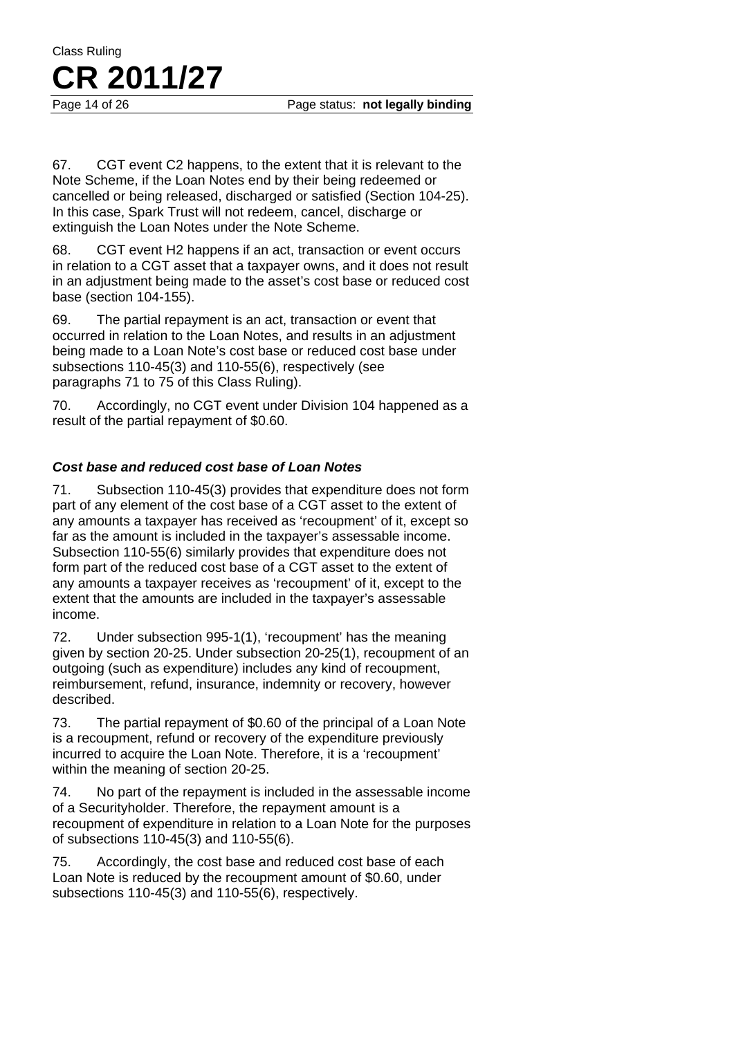67. CGT event C2 happens, to the extent that it is relevant to the Note Scheme, if the Loan Notes end by their being redeemed or cancelled or being released, discharged or satisfied (Section 104-25). In this case, Spark Trust will not redeem, cancel, discharge or extinguish the Loan Notes under the Note Scheme.

68. CGT event H2 happens if an act, transaction or event occurs in relation to a CGT asset that a taxpayer owns, and it does not result in an adjustment being made to the asset's cost base or reduced cost base (section 104-155).

69. The partial repayment is an act, transaction or event that occurred in relation to the Loan Notes, and results in an adjustment being made to a Loan Note's cost base or reduced cost base under subsections 110-45(3) and 110-55(6), respectively (see paragraphs 71 to 75 of this Class Ruling).

70. Accordingly, no CGT event under Division 104 happened as a result of the partial repayment of $0.60.

### *Cost base and reduced cost base of Loan Notes*

71. Subsection 110-45(3) provides that expenditure does not form part of any element of the cost base of a CGT asset to the extent of any amounts a taxpayer has received as 'recoupment' of it, except so far as the amount is included in the taxpayer's assessable income. Subsection 110-55(6) similarly provides that expenditure does not form part of the reduced cost base of a CGT asset to the extent of any amounts a taxpayer receives as 'recoupment' of it, except to the extent that the amounts are included in the taxpayer's assessable income.

72. Under subsection 995-1(1), 'recoupment' has the meaning given by section 20-25. Under subsection 20-25(1), recoupment of an outgoing (such as expenditure) includes any kind of recoupment, reimbursement, refund, insurance, indemnity or recovery, however described.

73. The partial repayment of $0.60 of the principal of a Loan Note is a recoupment, refund or recovery of the expenditure previously incurred to acquire the Loan Note. Therefore, it is a 'recoupment' within the meaning of section 20-25.

74. No part of the repayment is included in the assessable income of a Securityholder. Therefore, the repayment amount is a recoupment of expenditure in relation to a Loan Note for the purposes of subsections 110-45(3) and 110-55(6).

75. Accordingly, the cost base and reduced cost base of each Loan Note is reduced by the recoupment amount of $0.60, under subsections 110-45(3) and 110-55(6), respectively.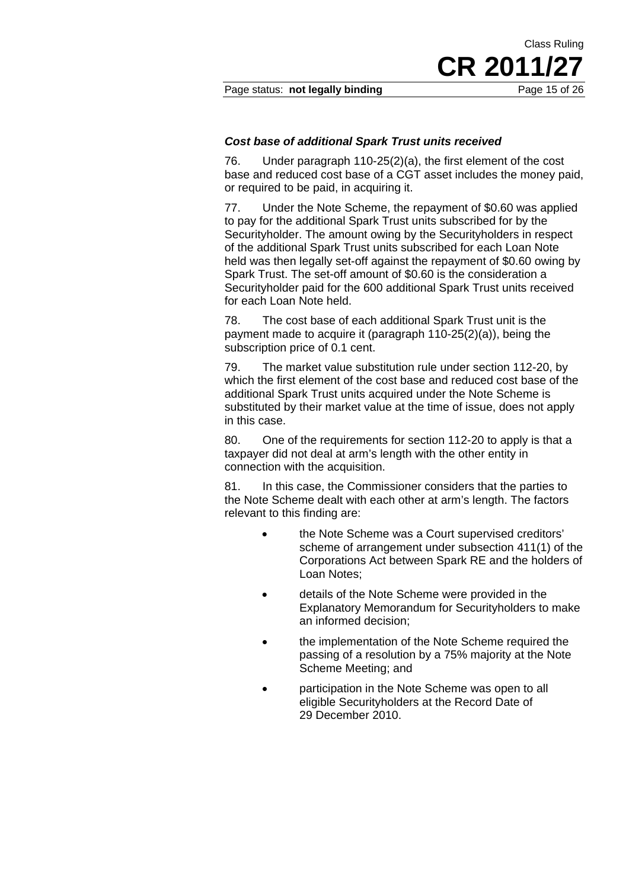***Cost base of additional Spark Trust units received***

76. Under paragraph 110-25(2)(a), the first element of the cost base and reduced cost base of a CGT asset includes the money paid, or required to be paid, in acquiring it.

77. Under the Note Scheme, the repayment of $0.60 was applied to pay for the additional Spark Trust units subscribed for by the Securityholder. The amount owing by the Securityholders in respect of the additional Spark Trust units subscribed for each Loan Note held was then legally set-off against the repayment of $0.60 owing by Spark Trust. The set-off amount of $0.60 is the consideration a Securityholder paid for the 600 additional Spark Trust units received for each Loan Note held.

78. The cost base of each additional Spark Trust unit is the payment made to acquire it (paragraph 110-25(2)(a)), being the subscription price of 0.1 cent.

79. The market value substitution rule under section 112-20, by which the first element of the cost base and reduced cost base of the additional Spark Trust units acquired under the Note Scheme is substituted by their market value at the time of issue, does not apply in this case.

80. One of the requirements for section 112-20 to apply is that a taxpayer did not deal at arm's length with the other entity in connection with the acquisition.

81. In this case, the Commissioner considers that the parties to the Note Scheme dealt with each other at arm's length. The factors relevant to this finding are:

- the Note Scheme was a Court supervised creditors' scheme of arrangement under subsection 411(1) of the Corporations Act between Spark RE and the holders of Loan Notes;
- details of the Note Scheme were provided in the Explanatory Memorandum for Securityholders to make an informed decision;
- the implementation of the Note Scheme required the passing of a resolution by a 75% majority at the Note Scheme Meeting; and
- participation in the Note Scheme was open to all eligible Securityholders at the Record Date of 29 December 2010.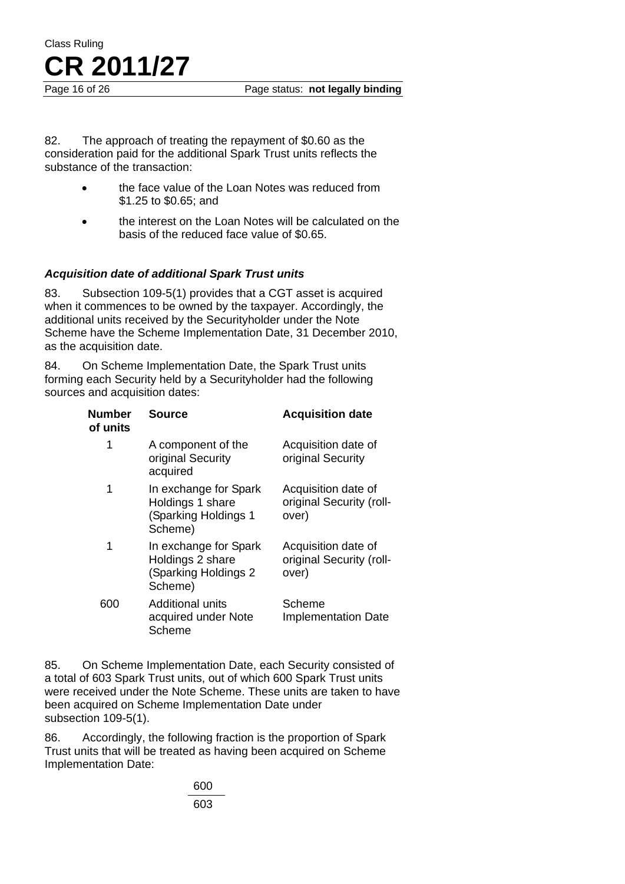82. The approach of treating the repayment of \$0.60 as the consideration paid for the additional Spark Trust units reflects the substance of the transaction:

- the face value of the Loan Notes was reduced from \$1.25 to \$0.65; and
- the interest on the Loan Notes will be calculated on the basis of the reduced face value of \$0.65.

***Acquisition date of additional Spark Trust units***

83. Subsection 109-5(1) provides that a CGT asset is acquired when it commences to be owned by the taxpayer. Accordingly, the additional units received by the Securityholder under the Note Scheme have the Scheme Implementation Date, 31 December 2010, as the acquisition date.

84. On Scheme Implementation Date, the Spark Trust units forming each Security held by a Securityholder had the following sources and acquisition dates:

| Number of units | Source | Acquisition date |
|---|---|---|
| 1 | A component of the original Security acquired | Acquisition date of original Security |
| 1 | In exchange for Spark Holdings 1 share (Sparking Holdings 1 Scheme) | Acquisition date of original Security (roll-over) |
| 1 | In exchange for Spark Holdings 2 share (Sparking Holdings 2 Scheme) | Acquisition date of original Security (roll-over) |
| 600 | Additional units acquired under Note Scheme | Scheme Implementation Date |

85. On Scheme Implementation Date, each Security consisted of a total of 603 Spark Trust units, out of which 600 Spark Trust units were received under the Note Scheme. These units are taken to have been acquired on Scheme Implementation Date under subsection 109-5(1).

86. Accordingly, the following fraction is the proportion of Spark Trust units that will be treated as having been acquired on Scheme Implementation Date:

$$\frac{600}{603}$$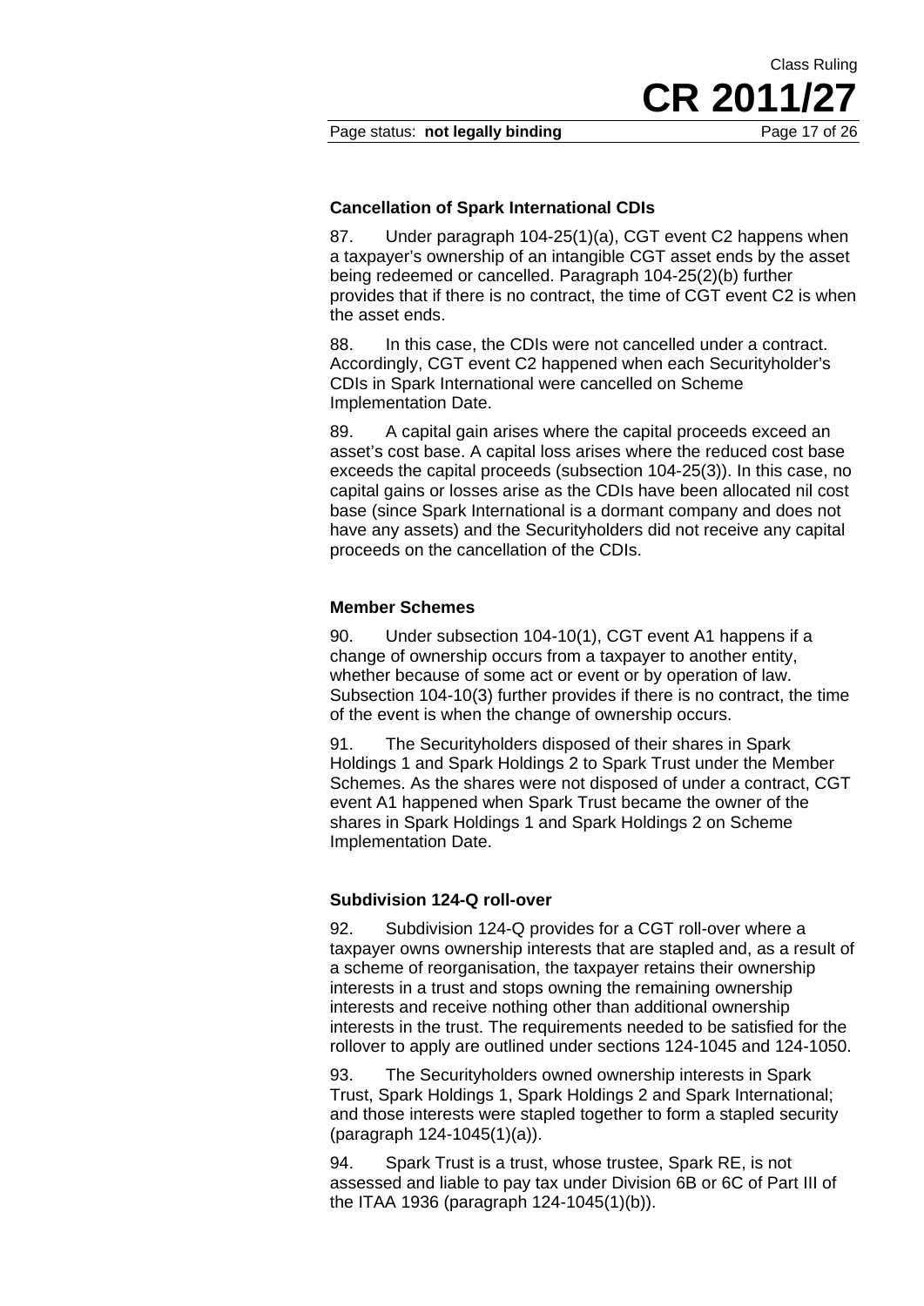### Cancellation of Spark International CDIs

87. Under paragraph 104-25(1)(a), CGT event C2 happens when a taxpayer's ownership of an intangible CGT asset ends by the asset being redeemed or cancelled. Paragraph 104-25(2)(b) further provides that if there is no contract, the time of CGT event C2 is when the asset ends.

88. In this case, the CDIs were not cancelled under a contract. Accordingly, CGT event C2 happened when each Securityholder's CDIs in Spark International were cancelled on Scheme Implementation Date.

89. A capital gain arises where the capital proceeds exceed an asset's cost base. A capital loss arises where the reduced cost base exceeds the capital proceeds (subsection 104-25(3)). In this case, no capital gains or losses arise as the CDIs have been allocated nil cost base (since Spark International is a dormant company and does not have any assets) and the Securityholders did not receive any capital proceeds on the cancellation of the CDIs.

### Member Schemes

90. Under subsection 104-10(1), CGT event A1 happens if a change of ownership occurs from a taxpayer to another entity, whether because of some act or event or by operation of law. Subsection 104-10(3) further provides if there is no contract, the time of the event is when the change of ownership occurs.

91. The Securityholders disposed of their shares in Spark Holdings 1 and Spark Holdings 2 to Spark Trust under the Member Schemes. As the shares were not disposed of under a contract, CGT event A1 happened when Spark Trust became the owner of the shares in Spark Holdings 1 and Spark Holdings 2 on Scheme Implementation Date.

### Subdivision 124-Q roll-over

92. Subdivision 124-Q provides for a CGT roll-over where a taxpayer owns ownership interests that are stapled and, as a result of a scheme of reorganisation, the taxpayer retains their ownership interests in a trust and stops owning the remaining ownership interests and receive nothing other than additional ownership interests in the trust. The requirements needed to be satisfied for the rollover to apply are outlined under sections 124-1045 and 124-1050.

93. The Securityholders owned ownership interests in Spark Trust, Spark Holdings 1, Spark Holdings 2 and Spark International; and those interests were stapled together to form a stapled security (paragraph 124-1045(1)(a)).

94. Spark Trust is a trust, whose trustee, Spark RE, is not assessed and liable to pay tax under Division 6B or 6C of Part III of the ITAA 1936 (paragraph 124-1045(1)(b)).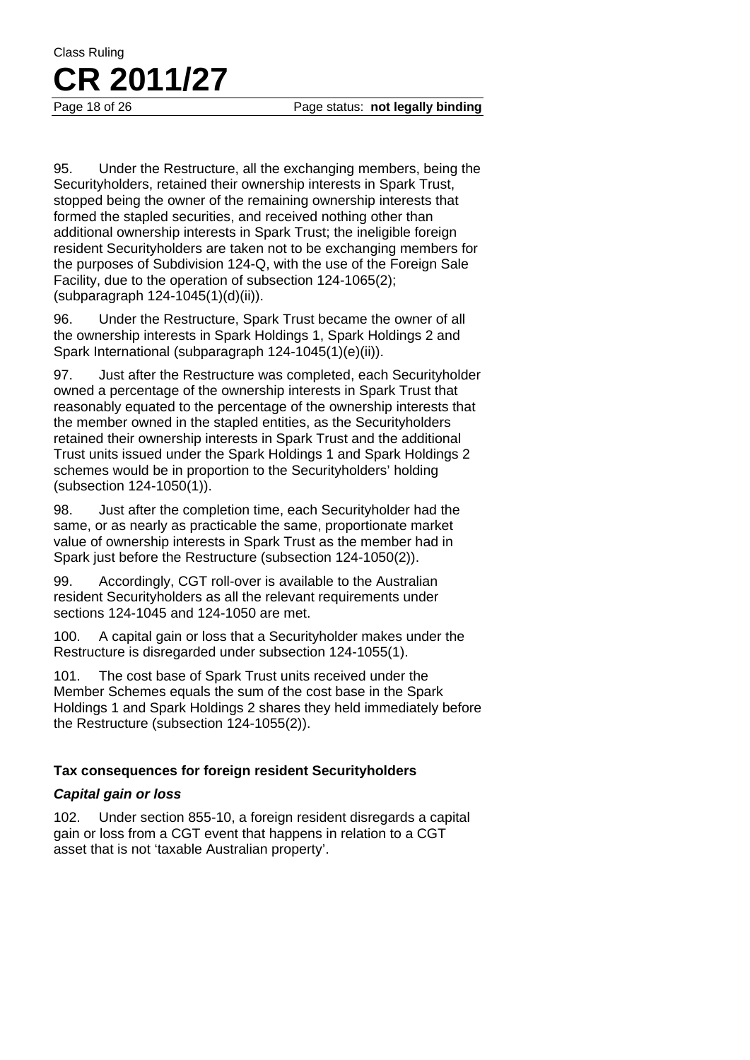95. Under the Restructure, all the exchanging members, being the Securityholders, retained their ownership interests in Spark Trust, stopped being the owner of the remaining ownership interests that formed the stapled securities, and received nothing other than additional ownership interests in Spark Trust; the ineligible foreign resident Securityholders are taken not to be exchanging members for the purposes of Subdivision 124-Q, with the use of the Foreign Sale Facility, due to the operation of subsection 124-1065(2); (subparagraph 124-1045(1)(d)(ii)).

96. Under the Restructure, Spark Trust became the owner of all the ownership interests in Spark Holdings 1, Spark Holdings 2 and Spark International (subparagraph 124-1045(1)(e)(ii)).

97. Just after the Restructure was completed, each Securityholder owned a percentage of the ownership interests in Spark Trust that reasonably equated to the percentage of the ownership interests that the member owned in the stapled entities, as the Securityholders retained their ownership interests in Spark Trust and the additional Trust units issued under the Spark Holdings 1 and Spark Holdings 2 schemes would be in proportion to the Securityholders' holding (subsection 124-1050(1)).

98. Just after the completion time, each Securityholder had the same, or as nearly as practicable the same, proportionate market value of ownership interests in Spark Trust as the member had in Spark just before the Restructure (subsection 124-1050(2)).

99. Accordingly, CGT roll-over is available to the Australian resident Securityholders as all the relevant requirements under sections 124-1045 and 124-1050 are met.

100. A capital gain or loss that a Securityholder makes under the Restructure is disregarded under subsection 124-1055(1).

101. The cost base of Spark Trust units received under the Member Schemes equals the sum of the cost base in the Spark Holdings 1 and Spark Holdings 2 shares they held immediately before the Restructure (subsection 124-1055(2)).

### Tax consequences for foreign resident Securityholders

#### *Capital gain or loss*

102. Under section 855-10, a foreign resident disregards a capital gain or loss from a CGT event that happens in relation to a CGT asset that is not 'taxable Australian property'.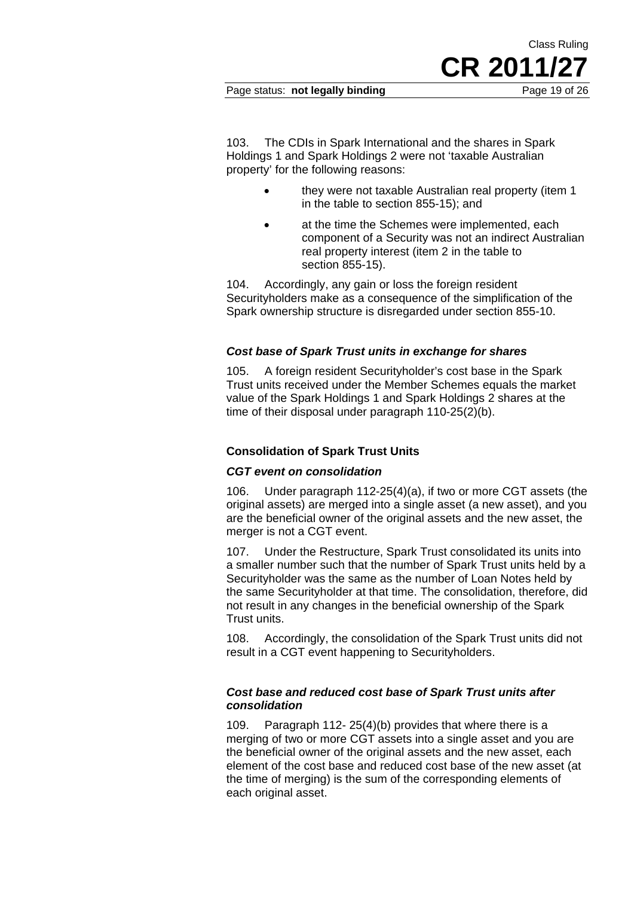103. The CDIs in Spark International and the shares in Spark Holdings 1 and Spark Holdings 2 were not 'taxable Australian property' for the following reasons:

- they were not taxable Australian real property (item 1 in the table to section 855-15); and
- at the time the Schemes were implemented, each component of a Security was not an indirect Australian real property interest (item 2 in the table to section 855-15).

104. Accordingly, any gain or loss the foreign resident Securityholders make as a consequence of the simplification of the Spark ownership structure is disregarded under section 855-10.

### *Cost base of Spark Trust units in exchange for shares*

105. A foreign resident Securityholder's cost base in the Spark Trust units received under the Member Schemes equals the market value of the Spark Holdings 1 and Spark Holdings 2 shares at the time of their disposal under paragraph 110-25(2)(b).

## Consolidation of Spark Trust Units

### *CGT event on consolidation*

106. Under paragraph 112-25(4)(a), if two or more CGT assets (the original assets) are merged into a single asset (a new asset), and you are the beneficial owner of the original assets and the new asset, the merger is not a CGT event.

107. Under the Restructure, Spark Trust consolidated its units into a smaller number such that the number of Spark Trust units held by a Securityholder was the same as the number of Loan Notes held by the same Securityholder at that time. The consolidation, therefore, did not result in any changes in the beneficial ownership of the Spark Trust units.

108. Accordingly, the consolidation of the Spark Trust units did not result in a CGT event happening to Securityholders.

### *Cost base and reduced cost base of Spark Trust units after consolidation*

109. Paragraph 112- 25(4)(b) provides that where there is a merging of two or more CGT assets into a single asset and you are the beneficial owner of the original assets and the new asset, each element of the cost base and reduced cost base of the new asset (at the time of merging) is the sum of the corresponding elements of each original asset.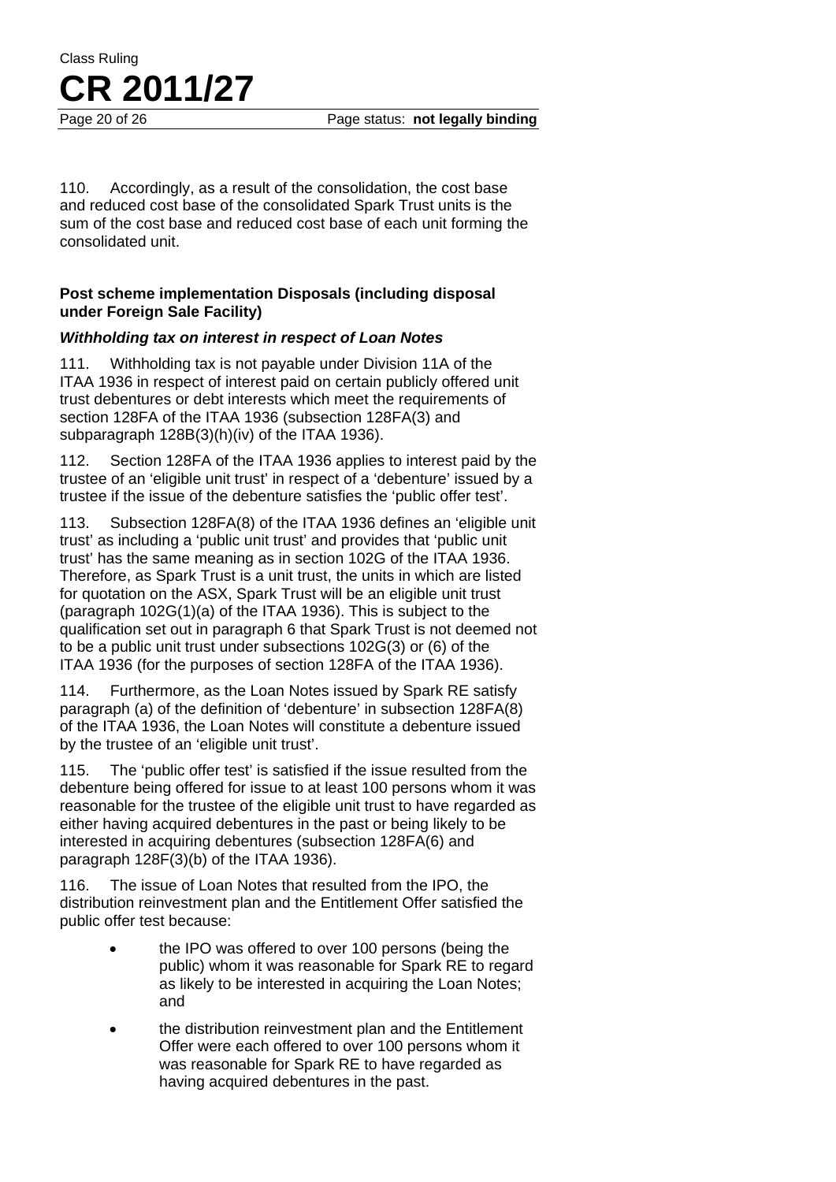110. Accordingly, as a result of the consolidation, the cost base and reduced cost base of the consolidated Spark Trust units is the sum of the cost base and reduced cost base of each unit forming the consolidated unit.

**Post scheme implementation Disposals (including disposal under Foreign Sale Facility)**

***Withholding tax on interest in respect of Loan Notes***

111. Withholding tax is not payable under Division 11A of the ITAA 1936 in respect of interest paid on certain publicly offered unit trust debentures or debt interests which meet the requirements of section 128FA of the ITAA 1936 (subsection 128FA(3) and subparagraph 128B(3)(h)(iv) of the ITAA 1936).

112. Section 128FA of the ITAA 1936 applies to interest paid by the trustee of an 'eligible unit trust' in respect of a 'debenture' issued by a trustee if the issue of the debenture satisfies the 'public offer test'.

113. Subsection 128FA(8) of the ITAA 1936 defines an 'eligible unit trust' as including a 'public unit trust' and provides that 'public unit trust' has the same meaning as in section 102G of the ITAA 1936. Therefore, as Spark Trust is a unit trust, the units in which are listed for quotation on the ASX, Spark Trust will be an eligible unit trust (paragraph 102G(1)(a) of the ITAA 1936). This is subject to the qualification set out in paragraph 6 that Spark Trust is not deemed not to be a public unit trust under subsections 102G(3) or (6) of the ITAA 1936 (for the purposes of section 128FA of the ITAA 1936).

114. Furthermore, as the Loan Notes issued by Spark RE satisfy paragraph (a) of the definition of 'debenture' in subsection 128FA(8) of the ITAA 1936, the Loan Notes will constitute a debenture issued by the trustee of an 'eligible unit trust'.

115. The 'public offer test' is satisfied if the issue resulted from the debenture being offered for issue to at least 100 persons whom it was reasonable for the trustee of the eligible unit trust to have regarded as either having acquired debentures in the past or being likely to be interested in acquiring debentures (subsection 128FA(6) and paragraph 128F(3)(b) of the ITAA 1936).

116. The issue of Loan Notes that resulted from the IPO, the distribution reinvestment plan and the Entitlement Offer satisfied the public offer test because:

- the IPO was offered to over 100 persons (being the public) whom it was reasonable for Spark RE to regard as likely to be interested in acquiring the Loan Notes; and
- the distribution reinvestment plan and the Entitlement Offer were each offered to over 100 persons whom it was reasonable for Spark RE to have regarded as having acquired debentures in the past.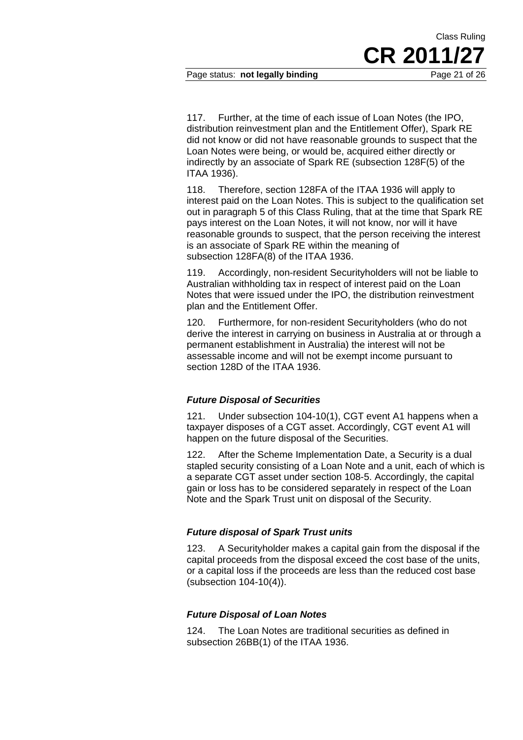117. Further, at the time of each issue of Loan Notes (the IPO, distribution reinvestment plan and the Entitlement Offer), Spark RE did not know or did not have reasonable grounds to suspect that the Loan Notes were being, or would be, acquired either directly or indirectly by an associate of Spark RE (subsection 128F(5) of the ITAA 1936).

118. Therefore, section 128FA of the ITAA 1936 will apply to interest paid on the Loan Notes. This is subject to the qualification set out in paragraph 5 of this Class Ruling, that at the time that Spark RE pays interest on the Loan Notes, it will not know, nor will it have reasonable grounds to suspect, that the person receiving the interest is an associate of Spark RE within the meaning of subsection 128FA(8) of the ITAA 1936.

119. Accordingly, non-resident Securityholders will not be liable to Australian withholding tax in respect of interest paid on the Loan Notes that were issued under the IPO, the distribution reinvestment plan and the Entitlement Offer.

120. Furthermore, for non-resident Securityholders (who do not derive the interest in carrying on business in Australia at or through a permanent establishment in Australia) the interest will not be assessable income and will not be exempt income pursuant to section 128D of the ITAA 1936.

### *Future Disposal of Securities*

121. Under subsection 104-10(1), CGT event A1 happens when a taxpayer disposes of a CGT asset. Accordingly, CGT event A1 will happen on the future disposal of the Securities.

122. After the Scheme Implementation Date, a Security is a dual stapled security consisting of a Loan Note and a unit, each of which is a separate CGT asset under section 108-5. Accordingly, the capital gain or loss has to be considered separately in respect of the Loan Note and the Spark Trust unit on disposal of the Security.

### *Future disposal of Spark Trust units*

123. A Securityholder makes a capital gain from the disposal if the capital proceeds from the disposal exceed the cost base of the units, or a capital loss if the proceeds are less than the reduced cost base (subsection 104-10(4)).

### *Future Disposal of Loan Notes*

124. The Loan Notes are traditional securities as defined in subsection 26BB(1) of the ITAA 1936.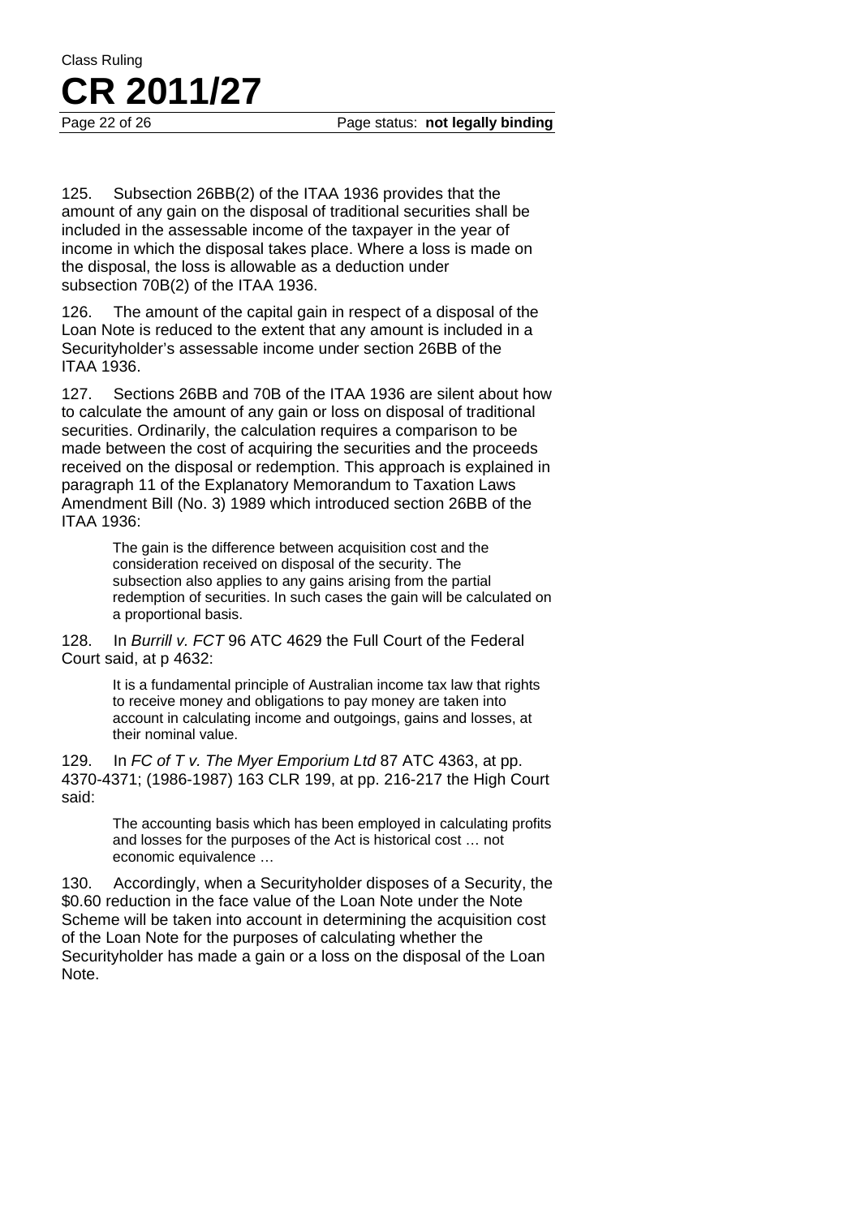125. Subsection 26BB(2) of the ITAA 1936 provides that the amount of any gain on the disposal of traditional securities shall be included in the assessable income of the taxpayer in the year of income in which the disposal takes place. Where a loss is made on the disposal, the loss is allowable as a deduction under subsection 70B(2) of the ITAA 1936.

126. The amount of the capital gain in respect of a disposal of the Loan Note is reduced to the extent that any amount is included in a Securityholder's assessable income under section 26BB of the ITAA 1936.

127. Sections 26BB and 70B of the ITAA 1936 are silent about how to calculate the amount of any gain or loss on disposal of traditional securities. Ordinarily, the calculation requires a comparison to be made between the cost of acquiring the securities and the proceeds received on the disposal or redemption. This approach is explained in paragraph 11 of the Explanatory Memorandum to Taxation Laws Amendment Bill (No. 3) 1989 which introduced section 26BB of the ITAA 1936:

> The gain is the difference between acquisition cost and the consideration received on disposal of the security. The subsection also applies to any gains arising from the partial redemption of securities. In such cases the gain will be calculated on a proportional basis.

128. In *Burrill v. FCT* 96 ATC 4629 the Full Court of the Federal Court said, at p 4632:

> It is a fundamental principle of Australian income tax law that rights to receive money and obligations to pay money are taken into account in calculating income and outgoings, gains and losses, at their nominal value.

129. In *FC of T v. The Myer Emporium Ltd* 87 ATC 4363, at pp. 4370-4371; (1986-1987) 163 CLR 199, at pp. 216-217 the High Court said:

> The accounting basis which has been employed in calculating profits and losses for the purposes of the Act is historical cost … not economic equivalence …

130. Accordingly, when a Securityholder disposes of a Security, the $0.60 reduction in the face value of the Loan Note under the Note Scheme will be taken into account in determining the acquisition cost of the Loan Note for the purposes of calculating whether the Securityholder has made a gain or a loss on the disposal of the Loan Note.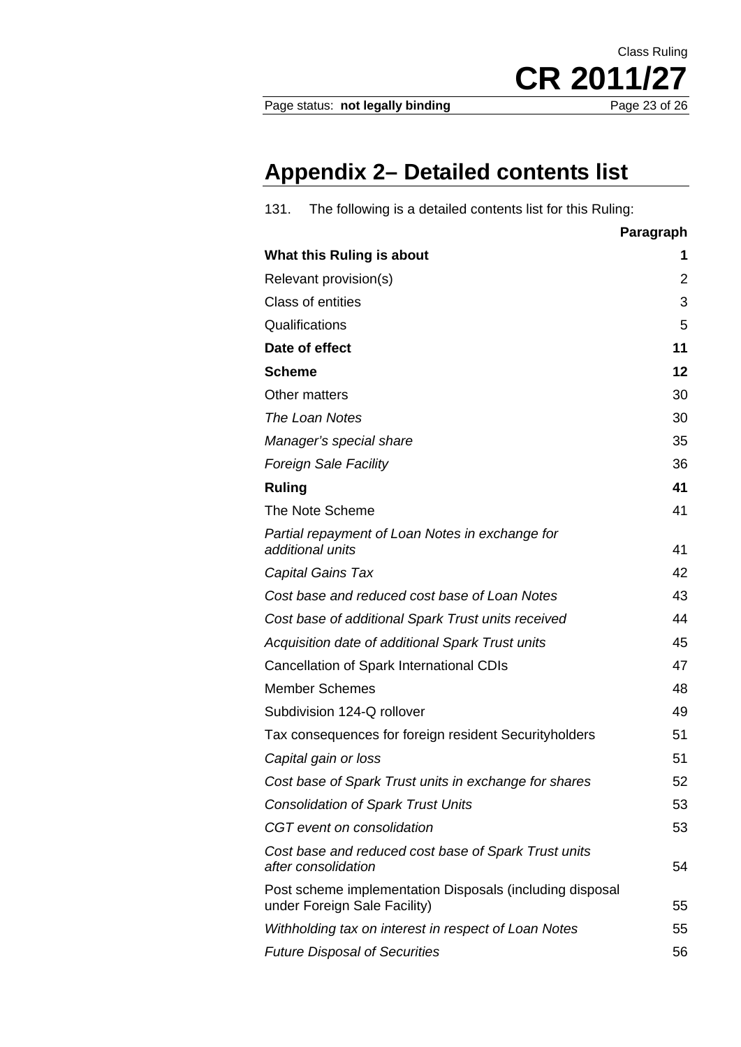## Appendix 2– Detailed contents list

131. The following is a detailed contents list for this Ruling:

| | Paragraph |
|---|---|
| **What this Ruling is about** | **1** |
| Relevant provision(s) | 2 |
| Class of entities | 3 |
| Qualifications | 5 |
| **Date of effect** | **11** |
| **Scheme** | **12** |
| Other matters | 30 |
| *The Loan Notes* | 30 |
| *Manager's special share* | 35 |
| *Foreign Sale Facility* | 36 |
| **Ruling** | **41** |
| The Note Scheme | 41 |
| *Partial repayment of Loan Notes in exchange for additional units* | 41 |
| *Capital Gains Tax* | 42 |
| *Cost base and reduced cost base of Loan Notes* | 43 |
| *Cost base of additional Spark Trust units received* | 44 |
| *Acquisition date of additional Spark Trust units* | 45 |
| Cancellation of Spark International CDIs | 47 |
| Member Schemes | 48 |
| Subdivision 124-Q rollover | 49 |
| Tax consequences for foreign resident Securityholders | 51 |
| *Capital gain or loss* | 51 |
| *Cost base of Spark Trust units in exchange for shares* | 52 |
| *Consolidation of Spark Trust Units* | 53 |
| *CGT event on consolidation* | 53 |
| *Cost base and reduced cost base of Spark Trust units after consolidation* | 54 |
| Post scheme implementation Disposals (including disposal under Foreign Sale Facility) | 55 |
| *Withholding tax on interest in respect of Loan Notes* | 55 |
| *Future Disposal of Securities* | 56 |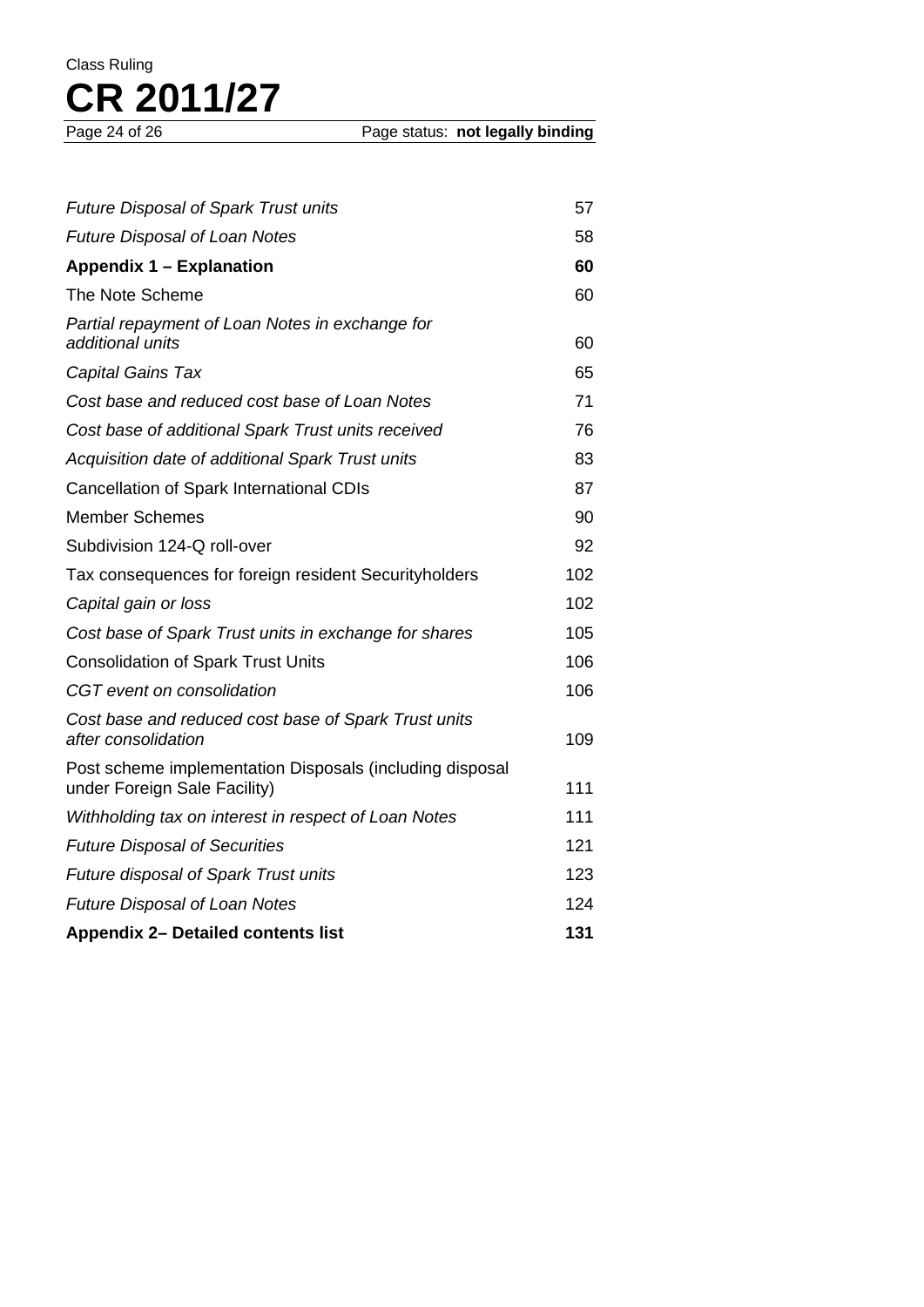| | |
|---|---|
| *Future Disposal of Spark Trust units* | 57 |
| *Future Disposal of Loan Notes* | 58 |
| **Appendix 1 – Explanation** | **60** |
| The Note Scheme | 60 |
| *Partial repayment of Loan Notes in exchange for additional units* | 60 |
| *Capital Gains Tax* | 65 |
| *Cost base and reduced cost base of Loan Notes* | 71 |
| *Cost base of additional Spark Trust units received* | 76 |
| *Acquisition date of additional Spark Trust units* | 83 |
| Cancellation of Spark International CDIs | 87 |
| Member Schemes | 90 |
| Subdivision 124-Q roll-over | 92 |
| Tax consequences for foreign resident Securityholders | 102 |
| *Capital gain or loss* | 102 |
| *Cost base of Spark Trust units in exchange for shares* | 105 |
| Consolidation of Spark Trust Units | 106 |
| *CGT event on consolidation* | 106 |
| *Cost base and reduced cost base of Spark Trust units after consolidation* | 109 |
| Post scheme implementation Disposals (including disposal under Foreign Sale Facility) | 111 |
| *Withholding tax on interest in respect of Loan Notes* | 111 |
| *Future Disposal of Securities* | 121 |
| *Future disposal of Spark Trust units* | 123 |
| *Future Disposal of Loan Notes* | 124 |
| **Appendix 2– Detailed contents list** | **131** |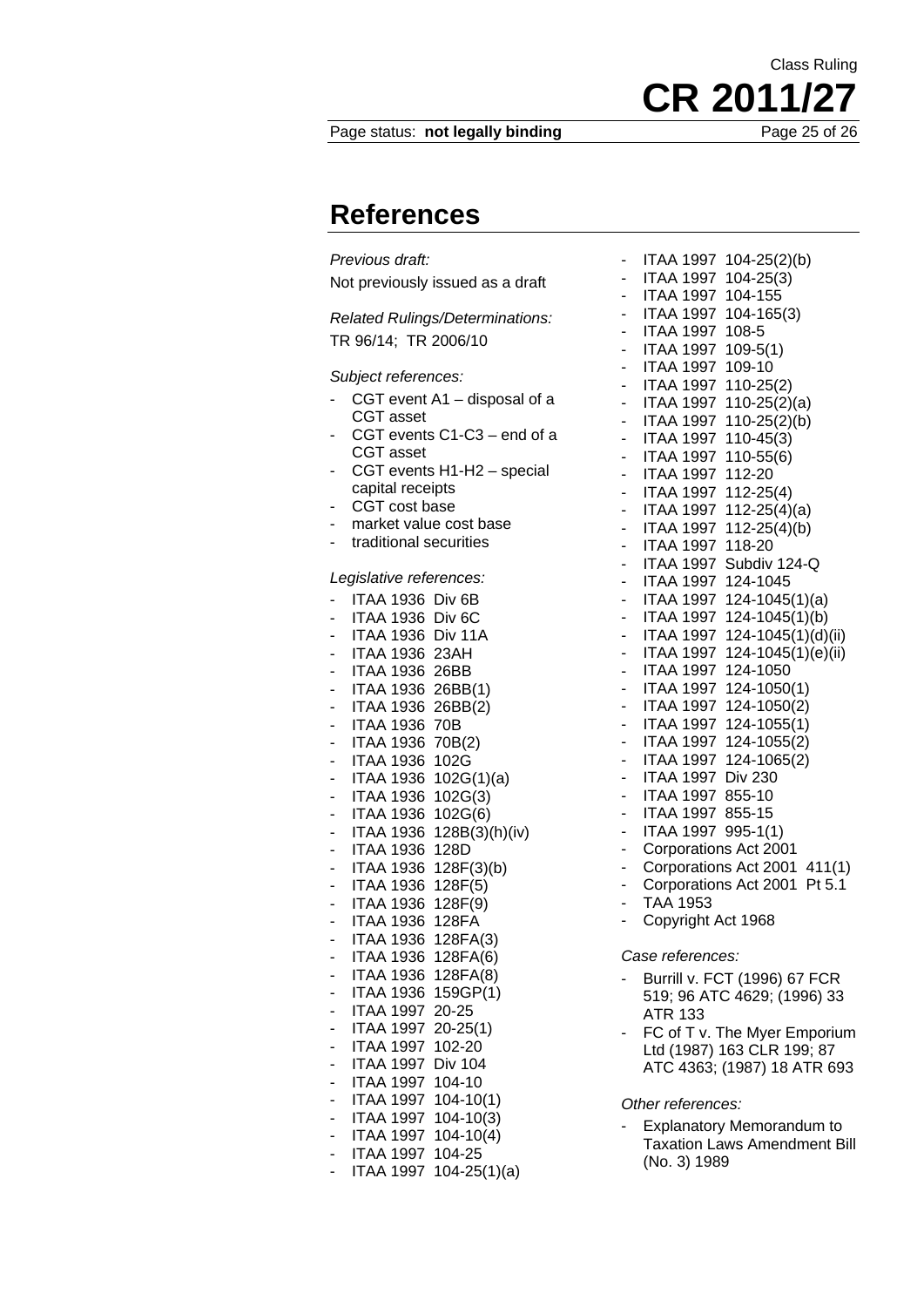## References

*Previous draft:*

Not previously issued as a draft

*Related Rulings/Determinations:*

TR 96/14; TR 2006/10

*Subject references:*

- CGT event A1 – disposal of a CGT asset
- CGT events C1-C3 – end of a CGT asset
- CGT events H1-H2 – special capital receipts
- CGT cost base
- market value cost base
- traditional securities

*Legislative references:*

- ITAA 1936 Div 6B
- ITAA 1936 Div 6C
- ITAA 1936 Div 11A
- ITAA 1936 23AH
- ITAA 1936 26BB
- ITAA 1936 26BB(1)
- ITAA 1936 26BB(2)
- ITAA 1936 70B
- ITAA 1936 70B(2)
- ITAA 1936 102G
- ITAA 1936 102G(1)(a)
- ITAA 1936 102G(3)
- ITAA 1936 102G(6)
- ITAA 1936 128B(3)(h)(iv)
- ITAA 1936 128D
- ITAA 1936 128F(3)(b)
- ITAA 1936 128F(5)
- ITAA 1936 128F(9)
- ITAA 1936 128FA
- ITAA 1936 128FA(3)
- ITAA 1936 128FA(6)
- ITAA 1936 128FA(8)
- ITAA 1936 159GP(1)
- ITAA 1997 20-25
- ITAA 1997 20-25(1)
- ITAA 1997 102-20
- ITAA 1997 Div 104
- ITAA 1997 104-10
- ITAA 1997 104-10(1)
- ITAA 1997 104-10(3)
- ITAA 1997 104-10(4)
- ITAA 1997 104-25
- ITAA 1997 104-25(1)(a)
- ITAA 1997 104-25(2)(b)
- ITAA 1997 104-25(3)
- ITAA 1997 104-155
- ITAA 1997 104-165(3)
- ITAA 1997 108-5
- ITAA 1997 109-5(1)
- ITAA 1997 109-10
- ITAA 1997 110-25(2)
- ITAA 1997 110-25(2)(a)
- ITAA 1997 110-25(2)(b)
- ITAA 1997 110-45(3)
- ITAA 1997 110-55(6)
- ITAA 1997 112-20
- ITAA 1997 112-25(4)
- ITAA 1997 112-25(4)(a)
- ITAA 1997 112-25(4)(b)
- ITAA 1997 118-20
- ITAA 1997 Subdiv 124-Q
- ITAA 1997 124-1045
- ITAA 1997 124-1045(1)(a)
- ITAA 1997 124-1045(1)(b)
- ITAA 1997 124-1045(1)(d)(ii)
- ITAA 1997 124-1045(1)(e)(ii)
- ITAA 1997 124-1050
- ITAA 1997 124-1050(1)
- ITAA 1997 124-1050(2)
- ITAA 1997 124-1055(1)
- ITAA 1997 124-1055(2)
- ITAA 1997 124-1065(2)
- ITAA 1997 Div 230
- ITAA 1997 855-10
- ITAA 1997 855-15
- ITAA 1997 995-1(1)
- Corporations Act 2001
- Corporations Act 2001 411(1)
- Corporations Act 2001 Pt 5.1
- TAA 1953
- Copyright Act 1968

*Case references:*

- Burrill v. FCT (1996) 67 FCR 519; 96 ATC 4629; (1996) 33 ATR 133
- FC of T v. The Myer Emporium Ltd (1987) 163 CLR 199; 87 ATC 4363; (1987) 18 ATR 693

*Other references:*

- Explanatory Memorandum to Taxation Laws Amendment Bill (No. 3) 1989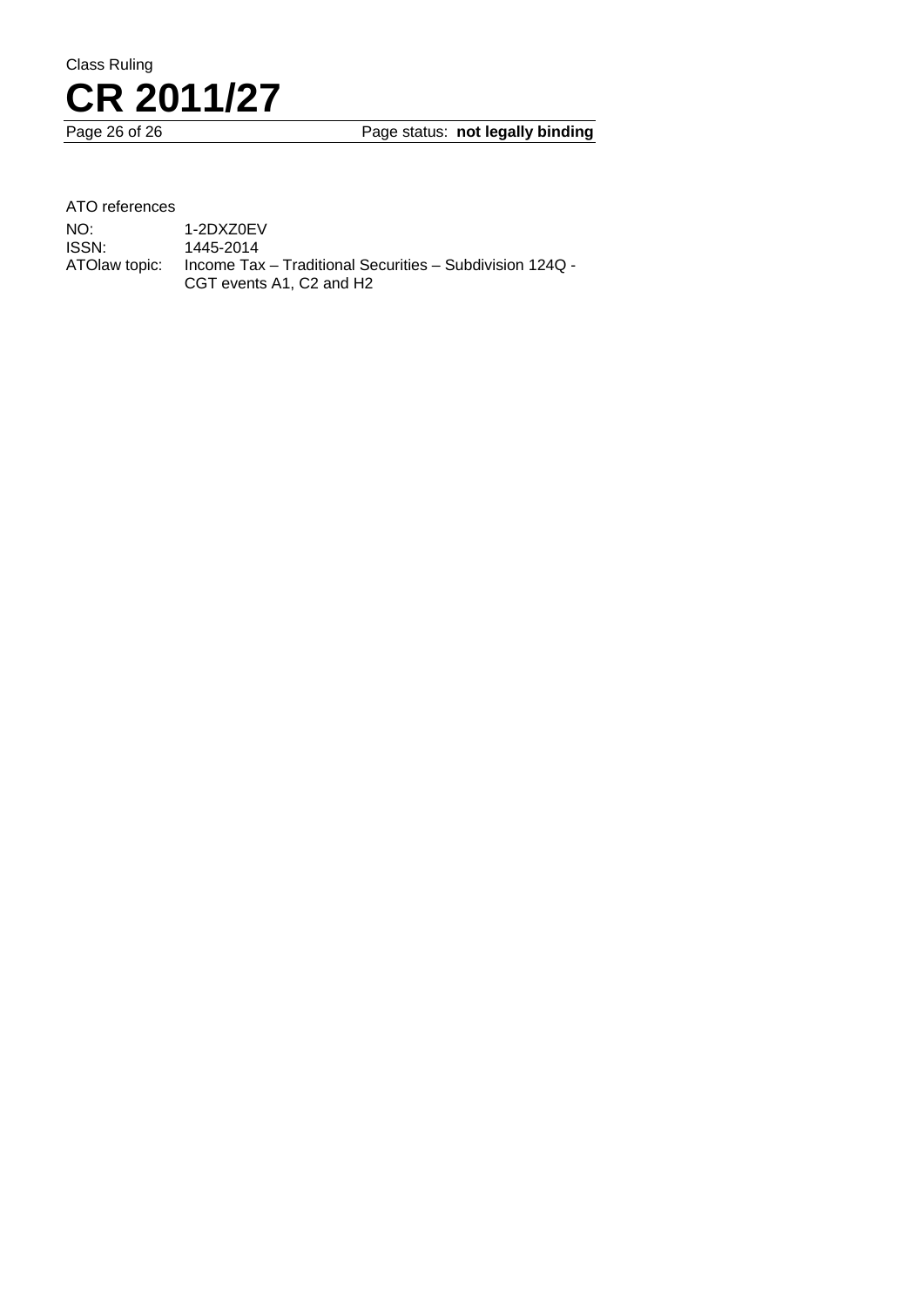ATO references

| | |
|---|---|
| NO: | 1-2DXZ0EV |
| ISSN: | 1445-2014 |
| ATOlaw topic: | Income Tax – Traditional Securities – Subdivision 124Q - CGT events A1, C2 and H2 |